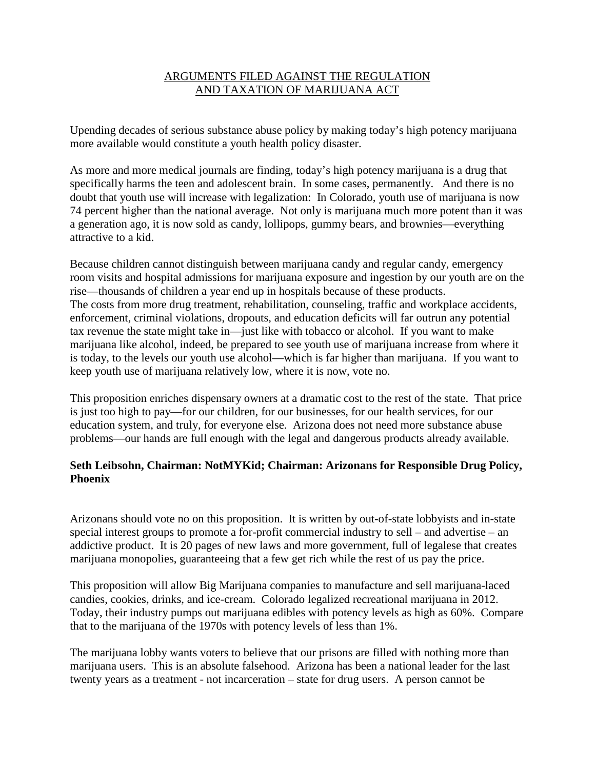# ARGUMENTS FILED AGAINST THE REGULATION AND TAXATION OF MARIJUANA ACT

Upending decades of serious substance abuse policy by making today's high potency marijuana more available would constitute a youth health policy disaster.

As more and more medical journals are finding, today's high potency marijuana is a drug that specifically harms the teen and adolescent brain. In some cases, permanently. And there is no doubt that youth use will increase with legalization: In Colorado, youth use of marijuana is now 74 percent higher than the national average. Not only is marijuana much more potent than it was a generation ago, it is now sold as candy, lollipops, gummy bears, and brownies—everything attractive to a kid.

Because children cannot distinguish between marijuana candy and regular candy, emergency room visits and hospital admissions for marijuana exposure and ingestion by our youth are on the rise—thousands of children a year end up in hospitals because of these products.
The costs from more drug treatment, rehabilitation, counseling, traffic and workplace accidents, enforcement, criminal violations, dropouts, and education deficits will far outrun any potential tax revenue the state might take in—just like with tobacco or alcohol. If you want to make marijuana like alcohol, indeed, be prepared to see youth use of marijuana increase from where it is today, to the levels our youth use alcohol—which is far higher than marijuana. If you want to keep youth use of marijuana relatively low, where it is now, vote no.

This proposition enriches dispensary owners at a dramatic cost to the rest of the state. That price is just too high to pay—for our children, for our businesses, for our health services, for our education system, and truly, for everyone else. Arizona does not need more substance abuse problems—our hands are full enough with the legal and dangerous products already available.

**Seth Leibsohn, Chairman: NotMYKid; Chairman: Arizonans for Responsible Drug Policy, Phoenix**

Arizonans should vote no on this proposition. It is written by out-of-state lobbyists and in-state special interest groups to promote a for-profit commercial industry to sell – and advertise – an addictive product. It is 20 pages of new laws and more government, full of legalese that creates marijuana monopolies, guaranteeing that a few get rich while the rest of us pay the price.

This proposition will allow Big Marijuana companies to manufacture and sell marijuana-laced candies, cookies, drinks, and ice-cream. Colorado legalized recreational marijuana in 2012. Today, their industry pumps out marijuana edibles with potency levels as high as 60%. Compare that to the marijuana of the 1970s with potency levels of less than 1%.

The marijuana lobby wants voters to believe that our prisons are filled with nothing more than marijuana users. This is an absolute falsehood. Arizona has been a national leader for the last twenty years as a treatment - not incarceration – state for drug users. A person cannot be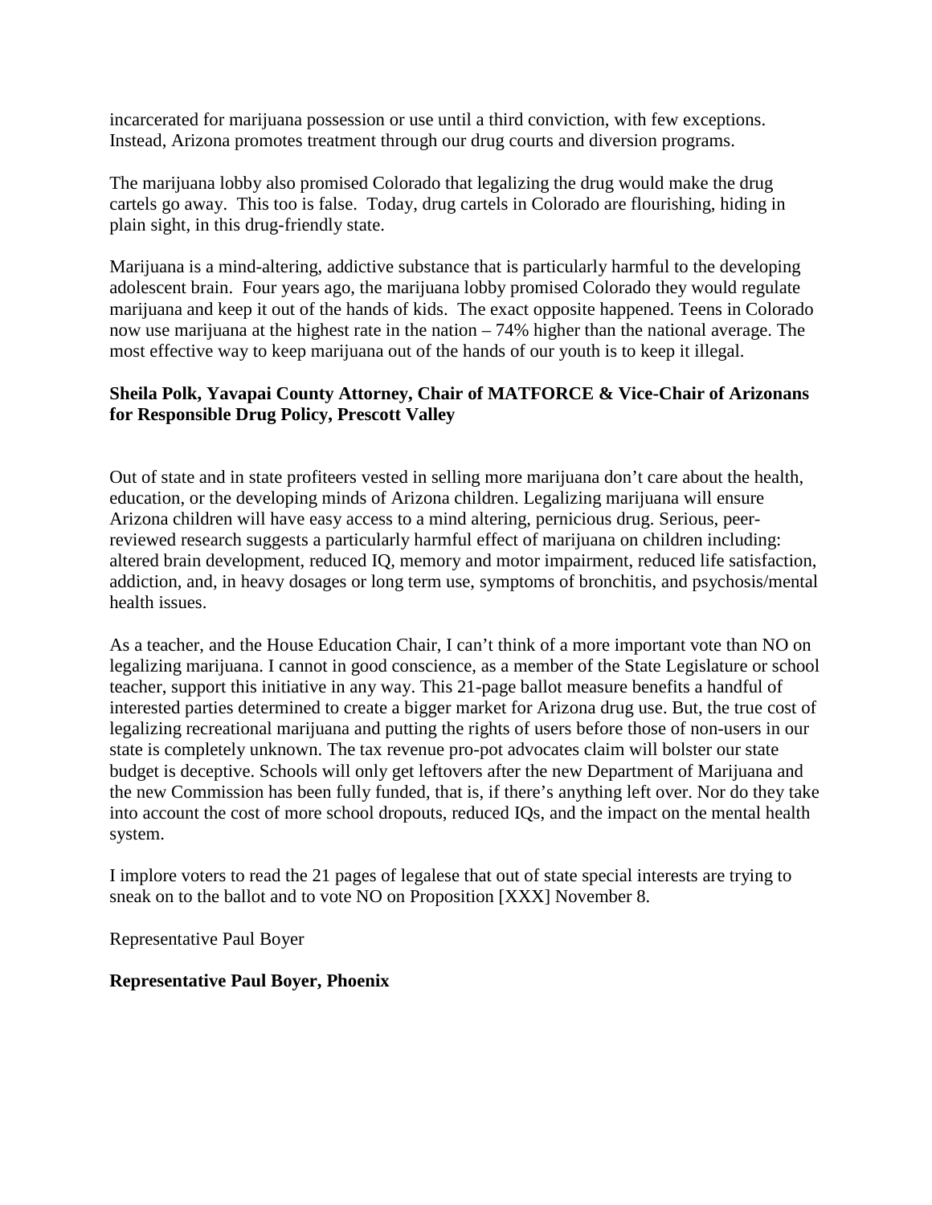incarcerated for marijuana possession or use until a third conviction, with few exceptions. Instead, Arizona promotes treatment through our drug courts and diversion programs.

The marijuana lobby also promised Colorado that legalizing the drug would make the drug cartels go away. This too is false. Today, drug cartels in Colorado are flourishing, hiding in plain sight, in this drug-friendly state.

Marijuana is a mind-altering, addictive substance that is particularly harmful to the developing adolescent brain. Four years ago, the marijuana lobby promised Colorado they would regulate marijuana and keep it out of the hands of kids. The exact opposite happened. Teens in Colorado now use marijuana at the highest rate in the nation – 74% higher than the national average. The most effective way to keep marijuana out of the hands of our youth is to keep it illegal.

**Sheila Polk, Yavapai County Attorney, Chair of MATFORCE & Vice-Chair of Arizonans for Responsible Drug Policy, Prescott Valley**

Out of state and in state profiteers vested in selling more marijuana don't care about the health, education, or the developing minds of Arizona children. Legalizing marijuana will ensure Arizona children will have easy access to a mind altering, pernicious drug. Serious, peer-reviewed research suggests a particularly harmful effect of marijuana on children including: altered brain development, reduced IQ, memory and motor impairment, reduced life satisfaction, addiction, and, in heavy dosages or long term use, symptoms of bronchitis, and psychosis/mental health issues.

As a teacher, and the House Education Chair, I can't think of a more important vote than NO on legalizing marijuana. I cannot in good conscience, as a member of the State Legislature or school teacher, support this initiative in any way. This 21-page ballot measure benefits a handful of interested parties determined to create a bigger market for Arizona drug use. But, the true cost of legalizing recreational marijuana and putting the rights of users before those of non-users in our state is completely unknown. The tax revenue pro-pot advocates claim will bolster our state budget is deceptive. Schools will only get leftovers after the new Department of Marijuana and the new Commission has been fully funded, that is, if there's anything left over. Nor do they take into account the cost of more school dropouts, reduced IQs, and the impact on the mental health system.

I implore voters to read the 21 pages of legalese that out of state special interests are trying to sneak on to the ballot and to vote NO on Proposition [XXX] November 8.

Representative Paul Boyer

**Representative Paul Boyer, Phoenix**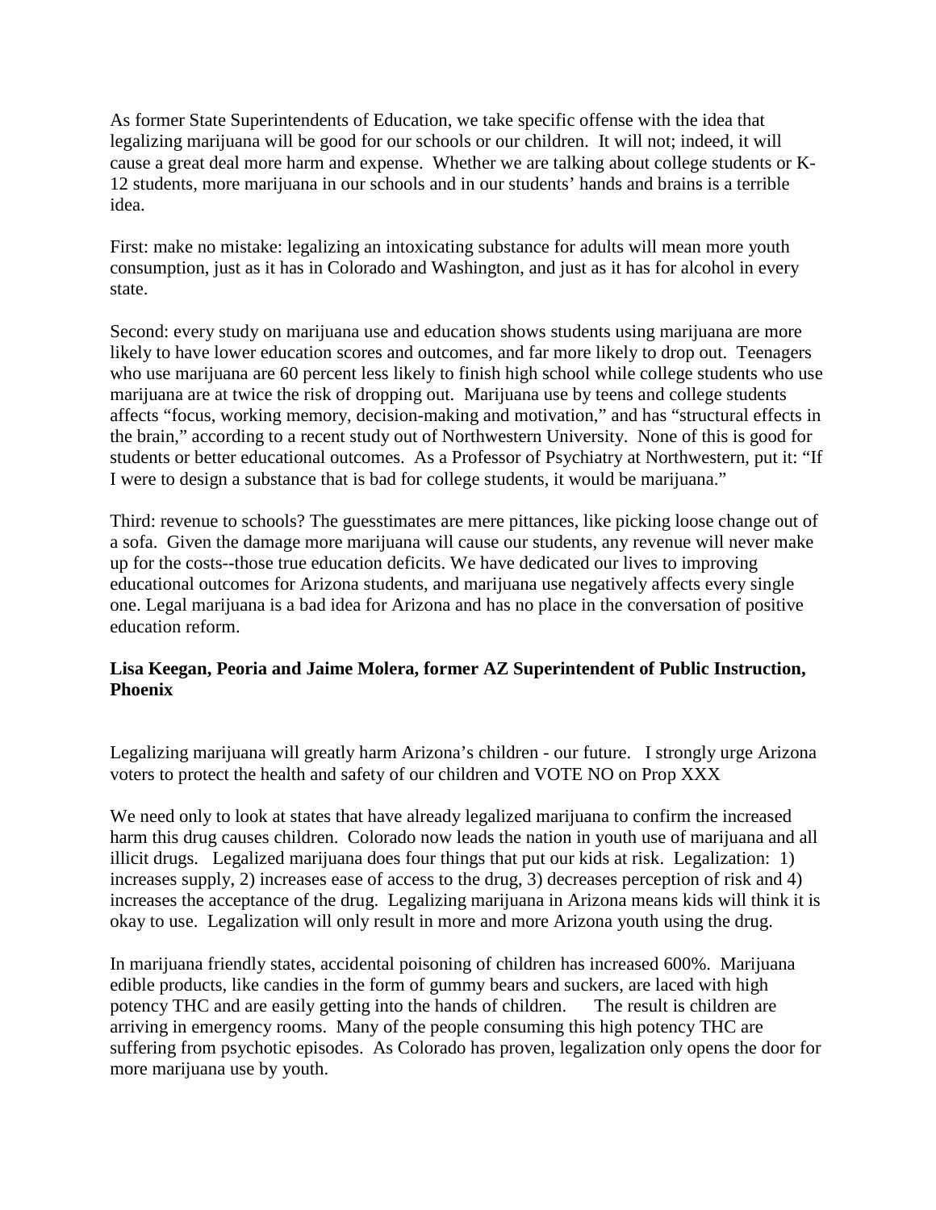As former State Superintendents of Education, we take specific offense with the idea that legalizing marijuana will be good for our schools or our children. It will not; indeed, it will cause a great deal more harm and expense. Whether we are talking about college students or K-12 students, more marijuana in our schools and in our students' hands and brains is a terrible idea.

First: make no mistake: legalizing an intoxicating substance for adults will mean more youth consumption, just as it has in Colorado and Washington, and just as it has for alcohol in every state.

Second: every study on marijuana use and education shows students using marijuana are more likely to have lower education scores and outcomes, and far more likely to drop out. Teenagers who use marijuana are 60 percent less likely to finish high school while college students who use marijuana are at twice the risk of dropping out. Marijuana use by teens and college students affects "focus, working memory, decision-making and motivation," and has "structural effects in the brain," according to a recent study out of Northwestern University. None of this is good for students or better educational outcomes. As a Professor of Psychiatry at Northwestern, put it: "If I were to design a substance that is bad for college students, it would be marijuana."

Third: revenue to schools? The guesstimates are mere pittances, like picking loose change out of a sofa. Given the damage more marijuana will cause our students, any revenue will never make up for the costs--those true education deficits. We have dedicated our lives to improving educational outcomes for Arizona students, and marijuana use negatively affects every single one. Legal marijuana is a bad idea for Arizona and has no place in the conversation of positive education reform.

**Lisa Keegan, Peoria and Jaime Molera, former AZ Superintendent of Public Instruction, Phoenix**

Legalizing marijuana will greatly harm Arizona's children - our future. I strongly urge Arizona voters to protect the health and safety of our children and VOTE NO on Prop XXX

We need only to look at states that have already legalized marijuana to confirm the increased harm this drug causes children. Colorado now leads the nation in youth use of marijuana and all illicit drugs. Legalized marijuana does four things that put our kids at risk. Legalization: 1) increases supply, 2) increases ease of access to the drug, 3) decreases perception of risk and 4) increases the acceptance of the drug. Legalizing marijuana in Arizona means kids will think it is okay to use. Legalization will only result in more and more Arizona youth using the drug.

In marijuana friendly states, accidental poisoning of children has increased 600%. Marijuana edible products, like candies in the form of gummy bears and suckers, are laced with high potency THC and are easily getting into the hands of children. The result is children are arriving in emergency rooms. Many of the people consuming this high potency THC are suffering from psychotic episodes. As Colorado has proven, legalization only opens the door for more marijuana use by youth.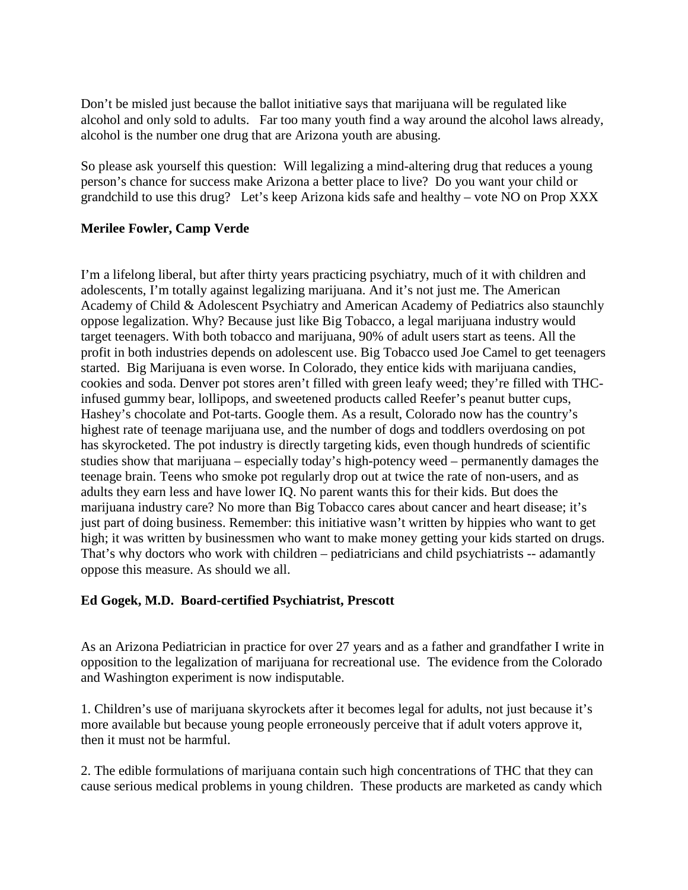Don't be misled just because the ballot initiative says that marijuana will be regulated like alcohol and only sold to adults. Far too many youth find a way around the alcohol laws already, alcohol is the number one drug that are Arizona youth are abusing.

So please ask yourself this question: Will legalizing a mind-altering drug that reduces a young person's chance for success make Arizona a better place to live? Do you want your child or grandchild to use this drug? Let's keep Arizona kids safe and healthy – vote NO on Prop XXX

**Merilee Fowler, Camp Verde**

I'm a lifelong liberal, but after thirty years practicing psychiatry, much of it with children and adolescents, I'm totally against legalizing marijuana. And it's not just me. The American Academy of Child & Adolescent Psychiatry and American Academy of Pediatrics also staunchly oppose legalization. Why? Because just like Big Tobacco, a legal marijuana industry would target teenagers. With both tobacco and marijuana, 90% of adult users start as teens. All the profit in both industries depends on adolescent use. Big Tobacco used Joe Camel to get teenagers started. Big Marijuana is even worse. In Colorado, they entice kids with marijuana candies, cookies and soda. Denver pot stores aren't filled with green leafy weed; they're filled with THC-infused gummy bear, lollipops, and sweetened products called Reefer's peanut butter cups, Hashey's chocolate and Pot-tarts. Google them. As a result, Colorado now has the country's highest rate of teenage marijuana use, and the number of dogs and toddlers overdosing on pot has skyrocketed. The pot industry is directly targeting kids, even though hundreds of scientific studies show that marijuana – especially today's high-potency weed – permanently damages the teenage brain. Teens who smoke pot regularly drop out at twice the rate of non-users, and as adults they earn less and have lower IQ. No parent wants this for their kids. But does the marijuana industry care? No more than Big Tobacco cares about cancer and heart disease; it's just part of doing business. Remember: this initiative wasn't written by hippies who want to get high; it was written by businessmen who want to make money getting your kids started on drugs. That's why doctors who work with children – pediatricians and child psychiatrists -- adamantly oppose this measure. As should we all.

**Ed Gogek, M.D. Board-certified Psychiatrist, Prescott**

As an Arizona Pediatrician in practice for over 27 years and as a father and grandfather I write in opposition to the legalization of marijuana for recreational use. The evidence from the Colorado and Washington experiment is now indisputable.

1. Children's use of marijuana skyrockets after it becomes legal for adults, not just because it's more available but because young people erroneously perceive that if adult voters approve it, then it must not be harmful.

2. The edible formulations of marijuana contain such high concentrations of THC that they can cause serious medical problems in young children. These products are marketed as candy which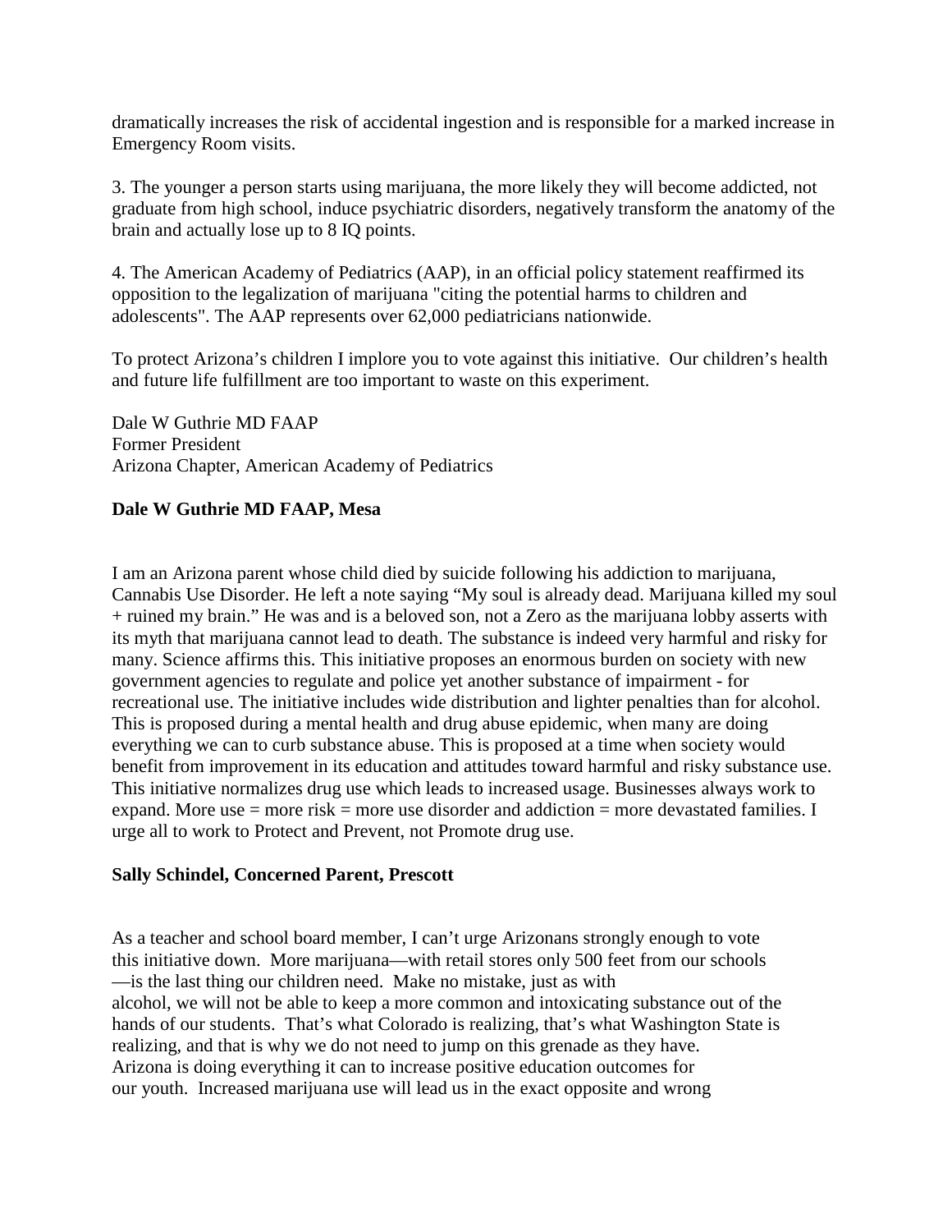dramatically increases the risk of accidental ingestion and is responsible for a marked increase in Emergency Room visits.

3. The younger a person starts using marijuana, the more likely they will become addicted, not graduate from high school, induce psychiatric disorders, negatively transform the anatomy of the brain and actually lose up to 8 IQ points.

4. The American Academy of Pediatrics (AAP), in an official policy statement reaffirmed its opposition to the legalization of marijuana "citing the potential harms to children and adolescents". The AAP represents over 62,000 pediatricians nationwide.

To protect Arizona's children I implore you to vote against this initiative. Our children's health and future life fulfillment are too important to waste on this experiment.

Dale W Guthrie MD FAAP  
Former President  
Arizona Chapter, American Academy of Pediatrics

**Dale W Guthrie MD FAAP, Mesa**

I am an Arizona parent whose child died by suicide following his addiction to marijuana, Cannabis Use Disorder. He left a note saying "My soul is already dead. Marijuana killed my soul + ruined my brain." He was and is a beloved son, not a Zero as the marijuana lobby asserts with its myth that marijuana cannot lead to death. The substance is indeed very harmful and risky for many. Science affirms this. This initiative proposes an enormous burden on society with new government agencies to regulate and police yet another substance of impairment - for recreational use. The initiative includes wide distribution and lighter penalties than for alcohol. This is proposed during a mental health and drug abuse epidemic, when many are doing everything we can to curb substance abuse. This is proposed at a time when society would benefit from improvement in its education and attitudes toward harmful and risky substance use. This initiative normalizes drug use which leads to increased usage. Businesses always work to expand. More use = more risk = more use disorder and addiction = more devastated families. I urge all to work to Protect and Prevent, not Promote drug use.

**Sally Schindel, Concerned Parent, Prescott**

As a teacher and school board member, I can't urge Arizonans strongly enough to vote this initiative down. More marijuana—with retail stores only 500 feet from our schools—is the last thing our children need. Make no mistake, just as with alcohol, we will not be able to keep a more common and intoxicating substance out of the hands of our students. That's what Colorado is realizing, that's what Washington State is realizing, and that is why we do not need to jump on this grenade as they have. Arizona is doing everything it can to increase positive education outcomes for our youth. Increased marijuana use will lead us in the exact opposite and wrong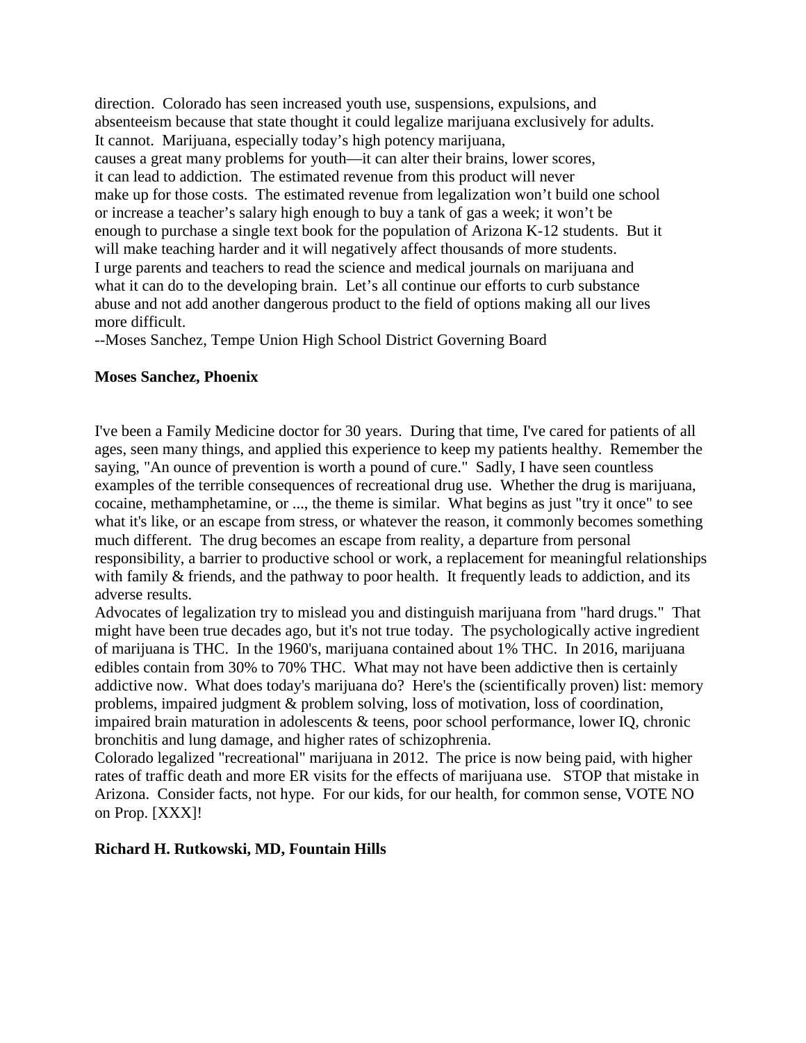direction. Colorado has seen increased youth use, suspensions, expulsions, and absenteeism because that state thought it could legalize marijuana exclusively for adults. It cannot. Marijuana, especially today's high potency marijuana, causes a great many problems for youth—it can alter their brains, lower scores, it can lead to addiction. The estimated revenue from this product will never make up for those costs. The estimated revenue from legalization won't build one school or increase a teacher's salary high enough to buy a tank of gas a week; it won't be enough to purchase a single text book for the population of Arizona K-12 students. But it will make teaching harder and it will negatively affect thousands of more students.
I urge parents and teachers to read the science and medical journals on marijuana and what it can do to the developing brain. Let's all continue our efforts to curb substance abuse and not add another dangerous product to the field of options making all our lives more difficult.
--Moses Sanchez, Tempe Union High School District Governing Board

**Moses Sanchez, Phoenix**

I've been a Family Medicine doctor for 30 years. During that time, I've cared for patients of all ages, seen many things, and applied this experience to keep my patients healthy. Remember the saying, "An ounce of prevention is worth a pound of cure." Sadly, I have seen countless examples of the terrible consequences of recreational drug use. Whether the drug is marijuana, cocaine, methamphetamine, or ..., the theme is similar. What begins as just "try it once" to see what it's like, or an escape from stress, or whatever the reason, it commonly becomes something much different. The drug becomes an escape from reality, a departure from personal responsibility, a barrier to productive school or work, a replacement for meaningful relationships with family & friends, and the pathway to poor health. It frequently leads to addiction, and its adverse results.
Advocates of legalization try to mislead you and distinguish marijuana from "hard drugs." That might have been true decades ago, but it's not true today. The psychologically active ingredient of marijuana is THC. In the 1960's, marijuana contained about 1% THC. In 2016, marijuana edibles contain from 30% to 70% THC. What may not have been addictive then is certainly addictive now. What does today's marijuana do? Here's the (scientifically proven) list: memory problems, impaired judgment & problem solving, loss of motivation, loss of coordination, impaired brain maturation in adolescents & teens, poor school performance, lower IQ, chronic bronchitis and lung damage, and higher rates of schizophrenia.
Colorado legalized "recreational" marijuana in 2012. The price is now being paid, with higher rates of traffic death and more ER visits for the effects of marijuana use. STOP that mistake in Arizona. Consider facts, not hype. For our kids, for our health, for common sense, VOTE NO on Prop. [XXX]!

**Richard H. Rutkowski, MD, Fountain Hills**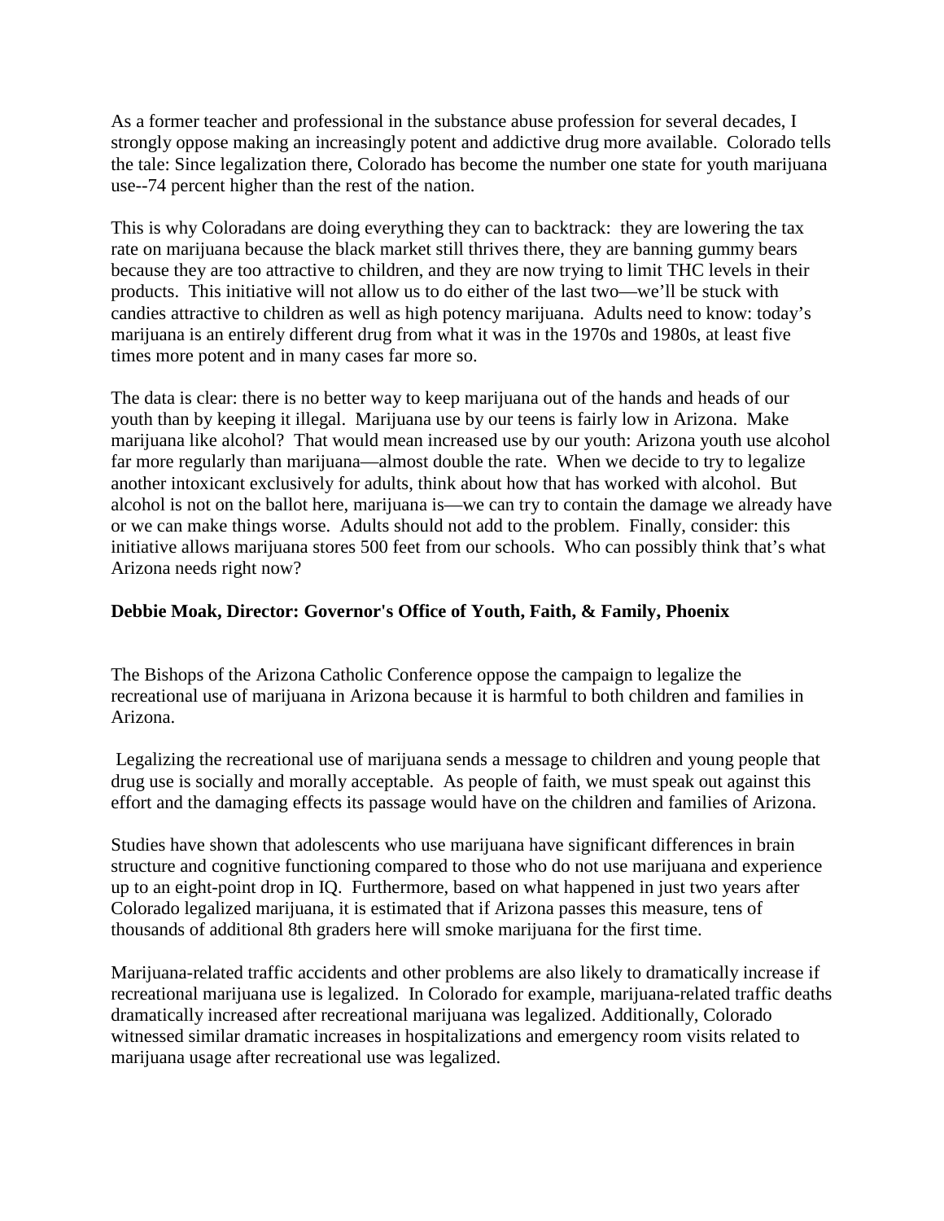As a former teacher and professional in the substance abuse profession for several decades, I strongly oppose making an increasingly potent and addictive drug more available. Colorado tells the tale: Since legalization there, Colorado has become the number one state for youth marijuana use--74 percent higher than the rest of the nation.

This is why Coloradans are doing everything they can to backtrack: they are lowering the tax rate on marijuana because the black market still thrives there, they are banning gummy bears because they are too attractive to children, and they are now trying to limit THC levels in their products. This initiative will not allow us to do either of the last two—we'll be stuck with candies attractive to children as well as high potency marijuana. Adults need to know: today's marijuana is an entirely different drug from what it was in the 1970s and 1980s, at least five times more potent and in many cases far more so.

The data is clear: there is no better way to keep marijuana out of the hands and heads of our youth than by keeping it illegal. Marijuana use by our teens is fairly low in Arizona. Make marijuana like alcohol? That would mean increased use by our youth: Arizona youth use alcohol far more regularly than marijuana—almost double the rate. When we decide to try to legalize another intoxicant exclusively for adults, think about how that has worked with alcohol. But alcohol is not on the ballot here, marijuana is—we can try to contain the damage we already have or we can make things worse. Adults should not add to the problem. Finally, consider: this initiative allows marijuana stores 500 feet from our schools. Who can possibly think that's what Arizona needs right now?

**Debbie Moak, Director: Governor's Office of Youth, Faith, & Family, Phoenix**

The Bishops of the Arizona Catholic Conference oppose the campaign to legalize the recreational use of marijuana in Arizona because it is harmful to both children and families in Arizona.

Legalizing the recreational use of marijuana sends a message to children and young people that drug use is socially and morally acceptable. As people of faith, we must speak out against this effort and the damaging effects its passage would have on the children and families of Arizona.

Studies have shown that adolescents who use marijuana have significant differences in brain structure and cognitive functioning compared to those who do not use marijuana and experience up to an eight-point drop in IQ. Furthermore, based on what happened in just two years after Colorado legalized marijuana, it is estimated that if Arizona passes this measure, tens of thousands of additional 8th graders here will smoke marijuana for the first time.

Marijuana-related traffic accidents and other problems are also likely to dramatically increase if recreational marijuana use is legalized. In Colorado for example, marijuana-related traffic deaths dramatically increased after recreational marijuana was legalized. Additionally, Colorado witnessed similar dramatic increases in hospitalizations and emergency room visits related to marijuana usage after recreational use was legalized.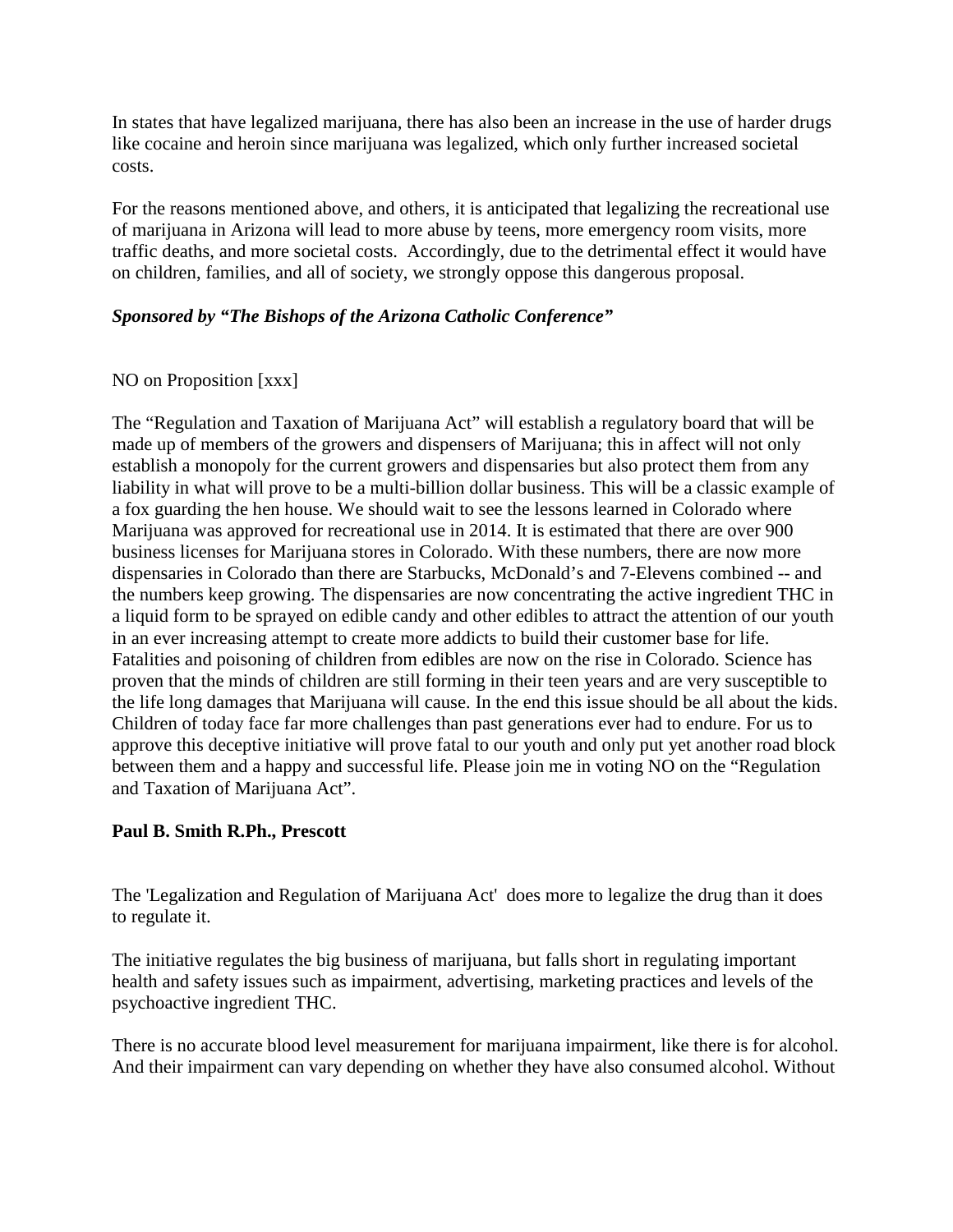In states that have legalized marijuana, there has also been an increase in the use of harder drugs like cocaine and heroin since marijuana was legalized, which only further increased societal costs.

For the reasons mentioned above, and others, it is anticipated that legalizing the recreational use of marijuana in Arizona will lead to more abuse by teens, more emergency room visits, more traffic deaths, and more societal costs. Accordingly, due to the detrimental effect it would have on children, families, and all of society, we strongly oppose this dangerous proposal.

***Sponsored by "The Bishops of the Arizona Catholic Conference"***

NO on Proposition [xxx]

The "Regulation and Taxation of Marijuana Act" will establish a regulatory board that will be made up of members of the growers and dispensers of Marijuana; this in affect will not only establish a monopoly for the current growers and dispensaries but also protect them from any liability in what will prove to be a multi-billion dollar business. This will be a classic example of a fox guarding the hen house. We should wait to see the lessons learned in Colorado where Marijuana was approved for recreational use in 2014. It is estimated that there are over 900 business licenses for Marijuana stores in Colorado. With these numbers, there are now more dispensaries in Colorado than there are Starbucks, McDonald's and 7-Elevens combined -- and the numbers keep growing. The dispensaries are now concentrating the active ingredient THC in a liquid form to be sprayed on edible candy and other edibles to attract the attention of our youth in an ever increasing attempt to create more addicts to build their customer base for life. Fatalities and poisoning of children from edibles are now on the rise in Colorado. Science has proven that the minds of children are still forming in their teen years and are very susceptible to the life long damages that Marijuana will cause. In the end this issue should be all about the kids. Children of today face far more challenges than past generations ever had to endure. For us to approve this deceptive initiative will prove fatal to our youth and only put yet another road block between them and a happy and successful life. Please join me in voting NO on the "Regulation and Taxation of Marijuana Act".

**Paul B. Smith R.Ph., Prescott**

The 'Legalization and Regulation of Marijuana Act' does more to legalize the drug than it does to regulate it.

The initiative regulates the big business of marijuana, but falls short in regulating important health and safety issues such as impairment, advertising, marketing practices and levels of the psychoactive ingredient THC.

There is no accurate blood level measurement for marijuana impairment, like there is for alcohol. And their impairment can vary depending on whether they have also consumed alcohol. Without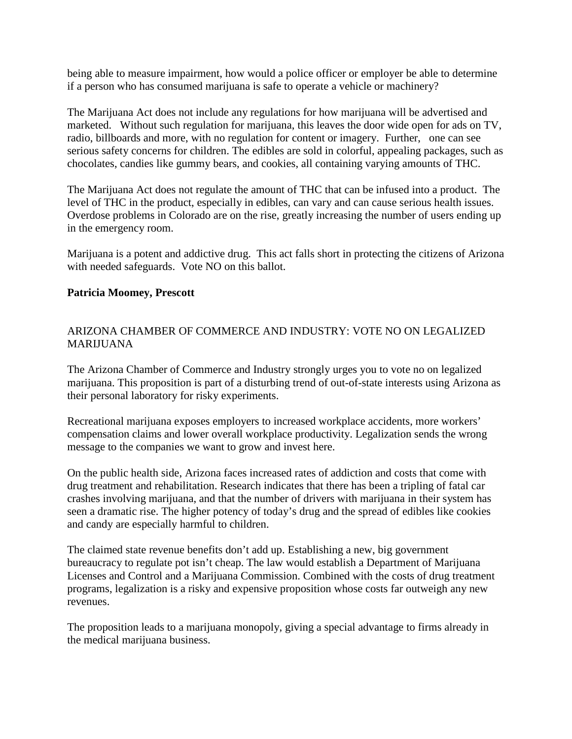being able to measure impairment, how would a police officer or employer be able to determine if a person who has consumed marijuana is safe to operate a vehicle or machinery?

The Marijuana Act does not include any regulations for how marijuana will be advertised and marketed. Without such regulation for marijuana, this leaves the door wide open for ads on TV, radio, billboards and more, with no regulation for content or imagery. Further, one can see serious safety concerns for children. The edibles are sold in colorful, appealing packages, such as chocolates, candies like gummy bears, and cookies, all containing varying amounts of THC.

The Marijuana Act does not regulate the amount of THC that can be infused into a product. The level of THC in the product, especially in edibles, can vary and can cause serious health issues. Overdose problems in Colorado are on the rise, greatly increasing the number of users ending up in the emergency room.

Marijuana is a potent and addictive drug. This act falls short in protecting the citizens of Arizona with needed safeguards. Vote NO on this ballot.

**Patricia Moomey, Prescott**

ARIZONA CHAMBER OF COMMERCE AND INDUSTRY: VOTE NO ON LEGALIZED MARIJUANA

The Arizona Chamber of Commerce and Industry strongly urges you to vote no on legalized marijuana. This proposition is part of a disturbing trend of out-of-state interests using Arizona as their personal laboratory for risky experiments.

Recreational marijuana exposes employers to increased workplace accidents, more workers' compensation claims and lower overall workplace productivity. Legalization sends the wrong message to the companies we want to grow and invest here.

On the public health side, Arizona faces increased rates of addiction and costs that come with drug treatment and rehabilitation. Research indicates that there has been a tripling of fatal car crashes involving marijuana, and that the number of drivers with marijuana in their system has seen a dramatic rise. The higher potency of today's drug and the spread of edibles like cookies and candy are especially harmful to children.

The claimed state revenue benefits don't add up. Establishing a new, big government bureaucracy to regulate pot isn't cheap. The law would establish a Department of Marijuana Licenses and Control and a Marijuana Commission. Combined with the costs of drug treatment programs, legalization is a risky and expensive proposition whose costs far outweigh any new revenues.

The proposition leads to a marijuana monopoly, giving a special advantage to firms already in the medical marijuana business.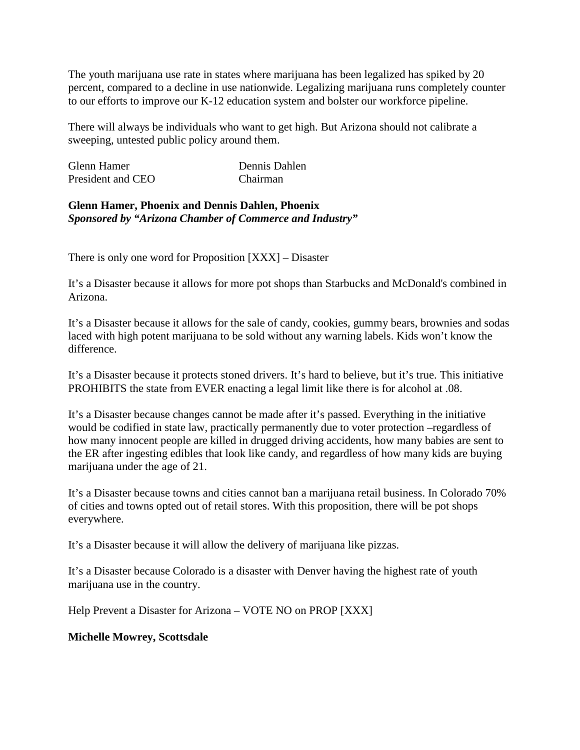The youth marijuana use rate in states where marijuana has been legalized has spiked by 20 percent, compared to a decline in use nationwide. Legalizing marijuana runs completely counter to our efforts to improve our K-12 education system and bolster our workforce pipeline.

There will always be individuals who want to get high. But Arizona should not calibrate a sweeping, untested public policy around them.

Glenn Hamer
President and CEO

Dennis Dahlen
Chairman

**Glenn Hamer, Phoenix and Dennis Dahlen, Phoenix**
***Sponsored by "Arizona Chamber of Commerce and Industry"***

There is only one word for Proposition [XXX] – Disaster

It's a Disaster because it allows for more pot shops than Starbucks and McDonald's combined in Arizona.

It's a Disaster because it allows for the sale of candy, cookies, gummy bears, brownies and sodas laced with high potent marijuana to be sold without any warning labels. Kids won't know the difference.

It's a Disaster because it protects stoned drivers. It's hard to believe, but it's true. This initiative PROHIBITS the state from EVER enacting a legal limit like there is for alcohol at .08.

It's a Disaster because changes cannot be made after it's passed. Everything in the initiative would be codified in state law, practically permanently due to voter protection –regardless of how many innocent people are killed in drugged driving accidents, how many babies are sent to the ER after ingesting edibles that look like candy, and regardless of how many kids are buying marijuana under the age of 21.

It's a Disaster because towns and cities cannot ban a marijuana retail business. In Colorado 70% of cities and towns opted out of retail stores. With this proposition, there will be pot shops everywhere.

It's a Disaster because it will allow the delivery of marijuana like pizzas.

It's a Disaster because Colorado is a disaster with Denver having the highest rate of youth marijuana use in the country.

Help Prevent a Disaster for Arizona – VOTE NO on PROP [XXX]

**Michelle Mowrey, Scottsdale**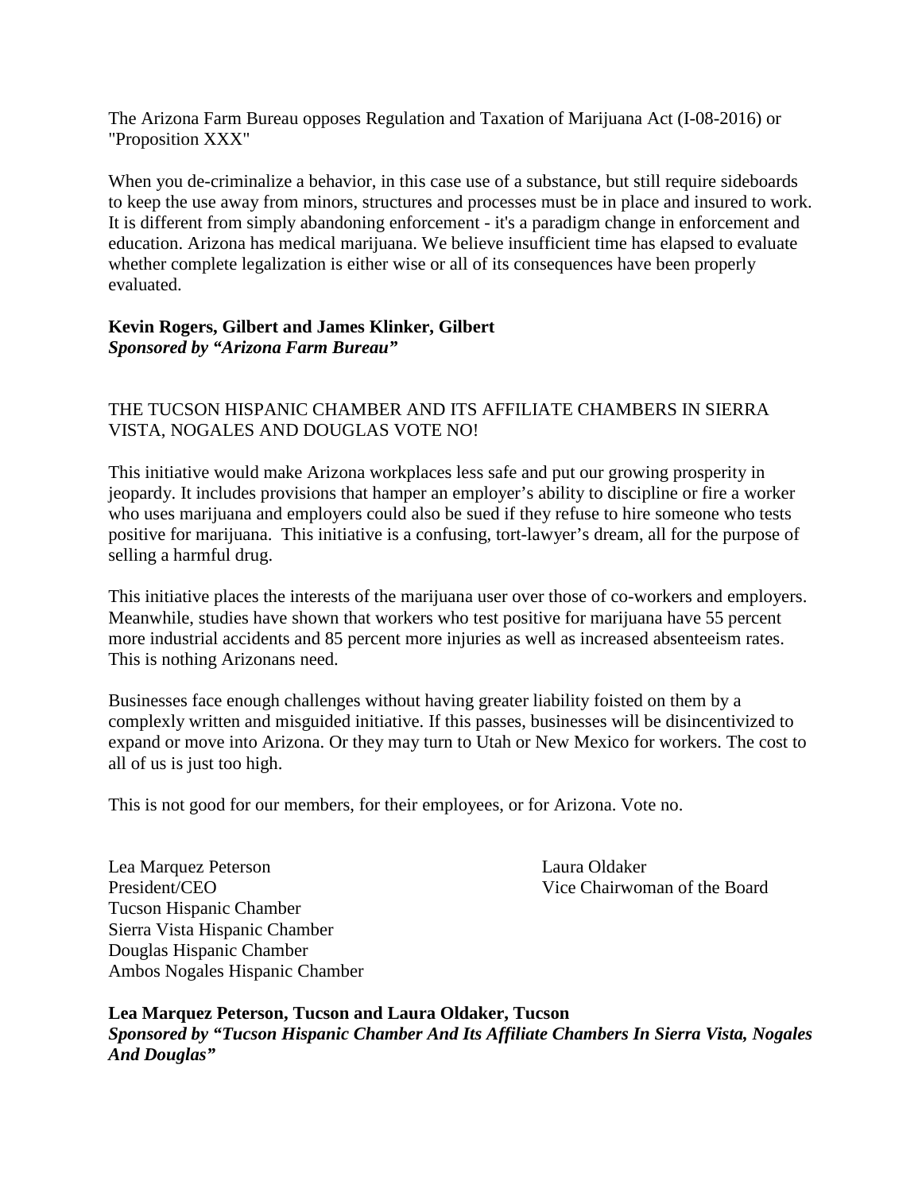The Arizona Farm Bureau opposes Regulation and Taxation of Marijuana Act (I-08-2016) or "Proposition XXX"

When you de-criminalize a behavior, in this case use of a substance, but still require sideboards to keep the use away from minors, structures and processes must be in place and insured to work. It is different from simply abandoning enforcement - it's a paradigm change in enforcement and education. Arizona has medical marijuana. We believe insufficient time has elapsed to evaluate whether complete legalization is either wise or all of its consequences have been properly evaluated.

**Kevin Rogers, Gilbert and James Klinker, Gilbert**
***Sponsored by "Arizona Farm Bureau"***

THE TUCSON HISPANIC CHAMBER AND ITS AFFILIATE CHAMBERS IN SIERRA VISTA, NOGALES AND DOUGLAS VOTE NO!

This initiative would make Arizona workplaces less safe and put our growing prosperity in jeopardy. It includes provisions that hamper an employer's ability to discipline or fire a worker who uses marijuana and employers could also be sued if they refuse to hire someone who tests positive for marijuana. This initiative is a confusing, tort-lawyer's dream, all for the purpose of selling a harmful drug.

This initiative places the interests of the marijuana user over those of co-workers and employers. Meanwhile, studies have shown that workers who test positive for marijuana have 55 percent more industrial accidents and 85 percent more injuries as well as increased absenteeism rates. This is nothing Arizonans need.

Businesses face enough challenges without having greater liability foisted on them by a complexly written and misguided initiative. If this passes, businesses will be disincentivized to expand or move into Arizona. Or they may turn to Utah or New Mexico for workers. The cost to all of us is just too high.

This is not good for our members, for their employees, or for Arizona. Vote no.

Lea Marquez Peterson
President/CEO
Tucson Hispanic Chamber
Sierra Vista Hispanic Chamber
Douglas Hispanic Chamber
Ambos Nogales Hispanic Chamber

Laura Oldaker
Vice Chairwoman of the Board

**Lea Marquez Peterson, Tucson and Laura Oldaker, Tucson**
***Sponsored by "Tucson Hispanic Chamber And Its Affiliate Chambers In Sierra Vista, Nogales And Douglas"***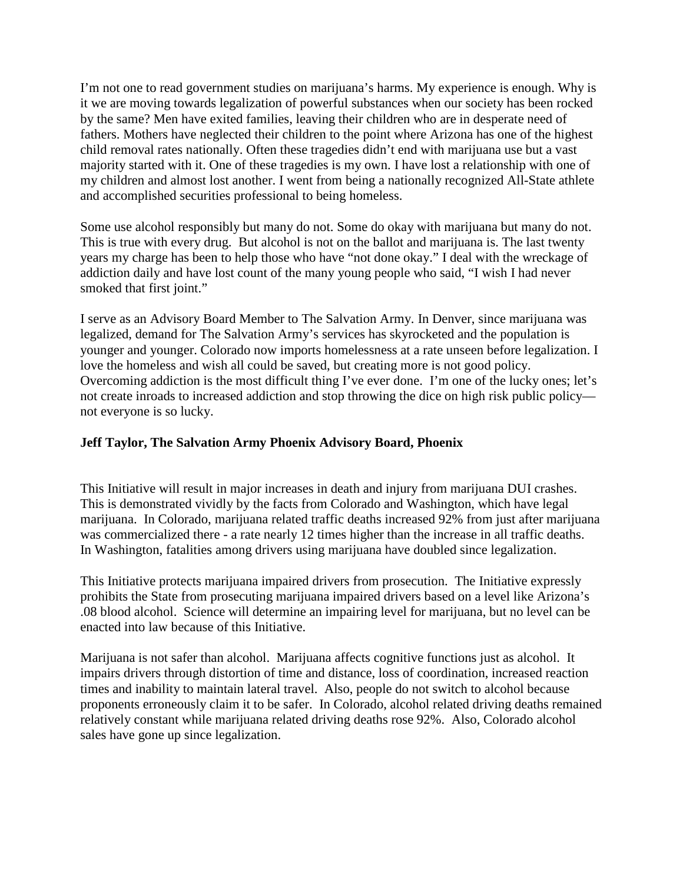I'm not one to read government studies on marijuana's harms. My experience is enough. Why is it we are moving towards legalization of powerful substances when our society has been rocked by the same? Men have exited families, leaving their children who are in desperate need of fathers. Mothers have neglected their children to the point where Arizona has one of the highest child removal rates nationally. Often these tragedies didn't end with marijuana use but a vast majority started with it. One of these tragedies is my own. I have lost a relationship with one of my children and almost lost another. I went from being a nationally recognized All-State athlete and accomplished securities professional to being homeless.

Some use alcohol responsibly but many do not. Some do okay with marijuana but many do not. This is true with every drug. But alcohol is not on the ballot and marijuana is. The last twenty years my charge has been to help those who have "not done okay." I deal with the wreckage of addiction daily and have lost count of the many young people who said, "I wish I had never smoked that first joint."

I serve as an Advisory Board Member to The Salvation Army. In Denver, since marijuana was legalized, demand for The Salvation Army's services has skyrocketed and the population is younger and younger. Colorado now imports homelessness at a rate unseen before legalization. I love the homeless and wish all could be saved, but creating more is not good policy. Overcoming addiction is the most difficult thing I've ever done. I'm one of the lucky ones; let's not create inroads to increased addiction and stop throwing the dice on high risk public policy—not everyone is so lucky.

**Jeff Taylor, The Salvation Army Phoenix Advisory Board, Phoenix**

This Initiative will result in major increases in death and injury from marijuana DUI crashes. This is demonstrated vividly by the facts from Colorado and Washington, which have legal marijuana. In Colorado, marijuana related traffic deaths increased 92% from just after marijuana was commercialized there - a rate nearly 12 times higher than the increase in all traffic deaths. In Washington, fatalities among drivers using marijuana have doubled since legalization.

This Initiative protects marijuana impaired drivers from prosecution. The Initiative expressly prohibits the State from prosecuting marijuana impaired drivers based on a level like Arizona's .08 blood alcohol. Science will determine an impairing level for marijuana, but no level can be enacted into law because of this Initiative.

Marijuana is not safer than alcohol. Marijuana affects cognitive functions just as alcohol. It impairs drivers through distortion of time and distance, loss of coordination, increased reaction times and inability to maintain lateral travel. Also, people do not switch to alcohol because proponents erroneously claim it to be safer. In Colorado, alcohol related driving deaths remained relatively constant while marijuana related driving deaths rose 92%. Also, Colorado alcohol sales have gone up since legalization.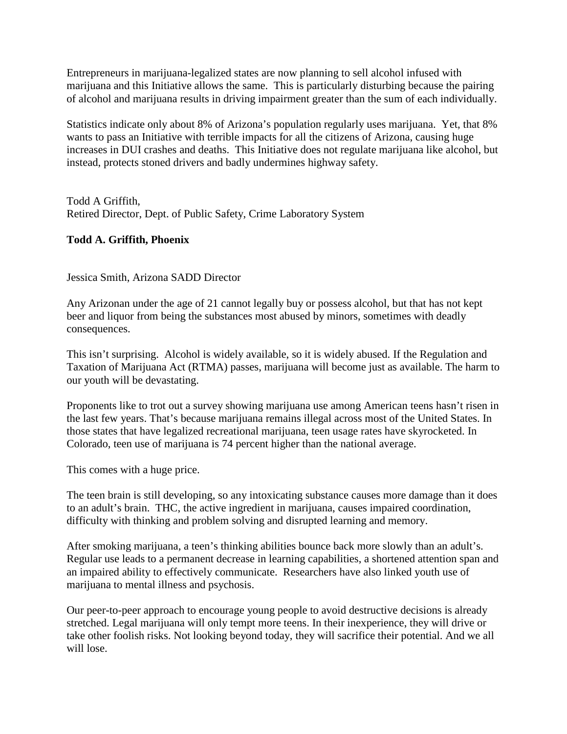Entrepreneurs in marijuana-legalized states are now planning to sell alcohol infused with marijuana and this Initiative allows the same. This is particularly disturbing because the pairing of alcohol and marijuana results in driving impairment greater than the sum of each individually.

Statistics indicate only about 8% of Arizona's population regularly uses marijuana. Yet, that 8% wants to pass an Initiative with terrible impacts for all the citizens of Arizona, causing huge increases in DUI crashes and deaths. This Initiative does not regulate marijuana like alcohol, but instead, protects stoned drivers and badly undermines highway safety.

Todd A Griffith,
Retired Director, Dept. of Public Safety, Crime Laboratory System

**Todd A. Griffith, Phoenix**

Jessica Smith, Arizona SADD Director

Any Arizonan under the age of 21 cannot legally buy or possess alcohol, but that has not kept beer and liquor from being the substances most abused by minors, sometimes with deadly consequences.

This isn't surprising. Alcohol is widely available, so it is widely abused. If the Regulation and Taxation of Marijuana Act (RTMA) passes, marijuana will become just as available. The harm to our youth will be devastating.

Proponents like to trot out a survey showing marijuana use among American teens hasn't risen in the last few years. That's because marijuana remains illegal across most of the United States. In those states that have legalized recreational marijuana, teen usage rates have skyrocketed. In Colorado, teen use of marijuana is 74 percent higher than the national average.

This comes with a huge price.

The teen brain is still developing, so any intoxicating substance causes more damage than it does to an adult's brain. THC, the active ingredient in marijuana, causes impaired coordination, difficulty with thinking and problem solving and disrupted learning and memory.

After smoking marijuana, a teen's thinking abilities bounce back more slowly than an adult's. Regular use leads to a permanent decrease in learning capabilities, a shortened attention span and an impaired ability to effectively communicate. Researchers have also linked youth use of marijuana to mental illness and psychosis.

Our peer-to-peer approach to encourage young people to avoid destructive decisions is already stretched. Legal marijuana will only tempt more teens. In their inexperience, they will drive or take other foolish risks. Not looking beyond today, they will sacrifice their potential. And we all will lose.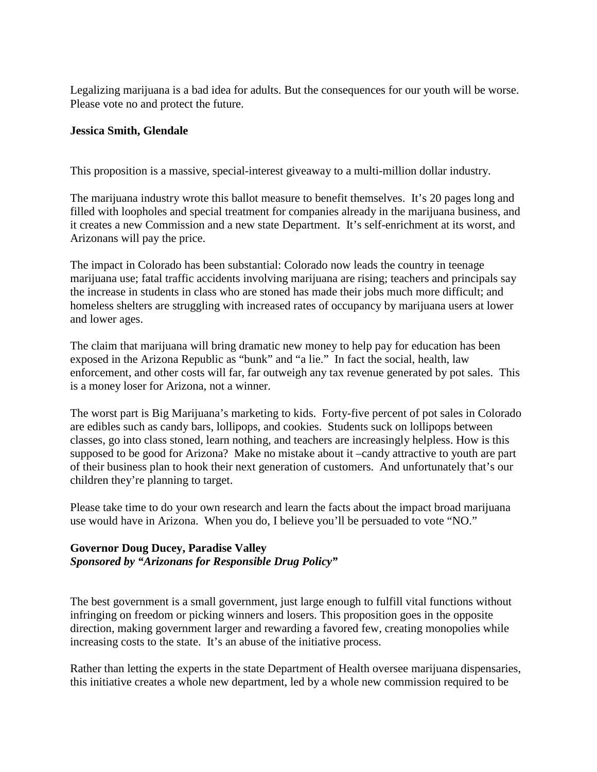Legalizing marijuana is a bad idea for adults. But the consequences for our youth will be worse. Please vote no and protect the future.

**Jessica Smith, Glendale**

This proposition is a massive, special-interest giveaway to a multi-million dollar industry.

The marijuana industry wrote this ballot measure to benefit themselves. It's 20 pages long and filled with loopholes and special treatment for companies already in the marijuana business, and it creates a new Commission and a new state Department. It's self-enrichment at its worst, and Arizonans will pay the price.

The impact in Colorado has been substantial: Colorado now leads the country in teenage marijuana use; fatal traffic accidents involving marijuana are rising; teachers and principals say the increase in students in class who are stoned has made their jobs much more difficult; and homeless shelters are struggling with increased rates of occupancy by marijuana users at lower and lower ages.

The claim that marijuana will bring dramatic new money to help pay for education has been exposed in the Arizona Republic as "bunk" and "a lie." In fact the social, health, law enforcement, and other costs will far, far outweigh any tax revenue generated by pot sales. This is a money loser for Arizona, not a winner.

The worst part is Big Marijuana's marketing to kids. Forty-five percent of pot sales in Colorado are edibles such as candy bars, lollipops, and cookies. Students suck on lollipops between classes, go into class stoned, learn nothing, and teachers are increasingly helpless. How is this supposed to be good for Arizona? Make no mistake about it –candy attractive to youth are part of their business plan to hook their next generation of customers. And unfortunately that's our children they're planning to target.

Please take time to do your own research and learn the facts about the impact broad marijuana use would have in Arizona. When you do, I believe you'll be persuaded to vote "NO."

**Governor Doug Ducey, Paradise Valley**
***Sponsored by "Arizonans for Responsible Drug Policy"***

The best government is a small government, just large enough to fulfill vital functions without infringing on freedom or picking winners and losers. This proposition goes in the opposite direction, making government larger and rewarding a favored few, creating monopolies while increasing costs to the state. It's an abuse of the initiative process.

Rather than letting the experts in the state Department of Health oversee marijuana dispensaries, this initiative creates a whole new department, led by a whole new commission required to be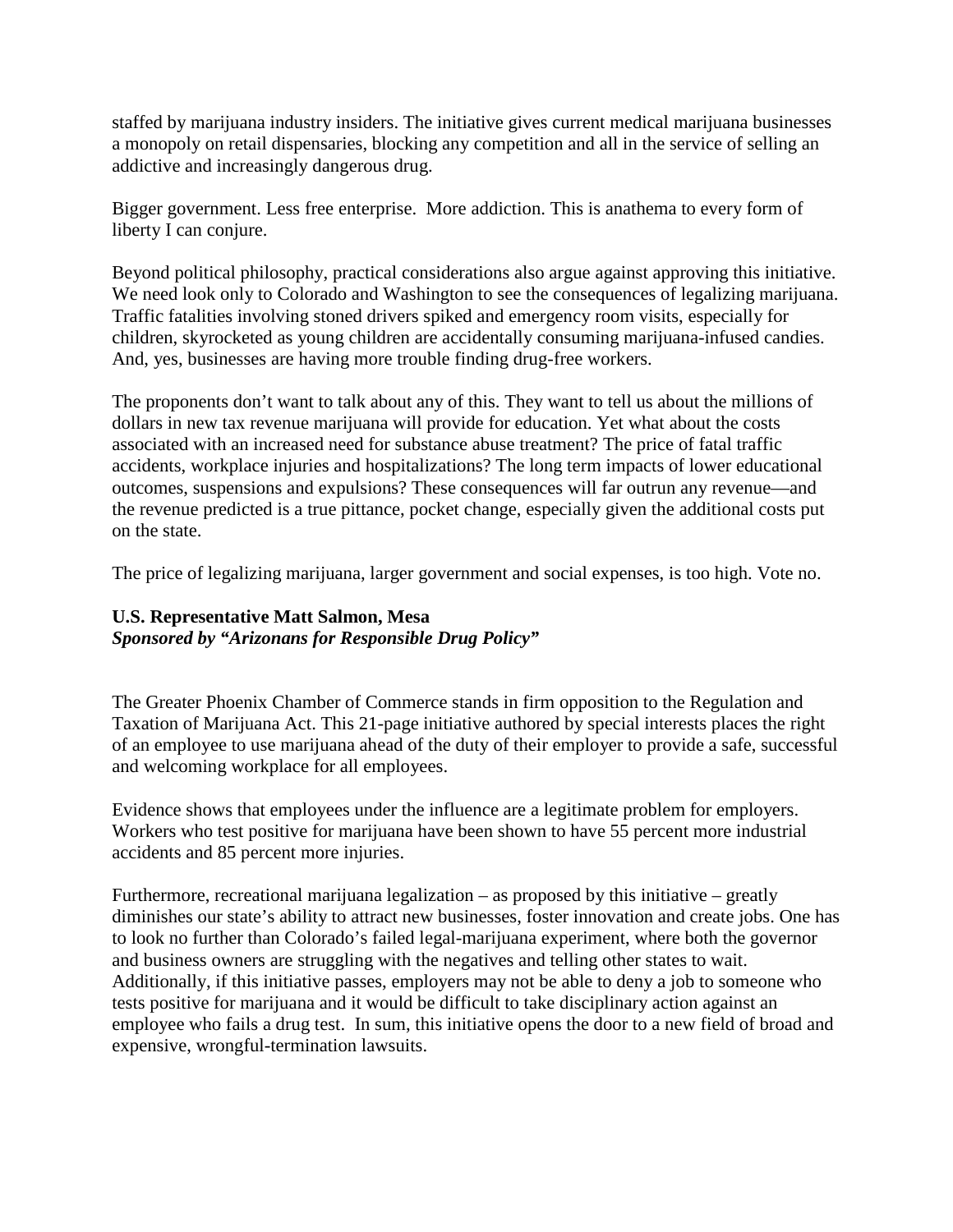staffed by marijuana industry insiders. The initiative gives current medical marijuana businesses a monopoly on retail dispensaries, blocking any competition and all in the service of selling an addictive and increasingly dangerous drug.

Bigger government. Less free enterprise. More addiction. This is anathema to every form of liberty I can conjure.

Beyond political philosophy, practical considerations also argue against approving this initiative. We need look only to Colorado and Washington to see the consequences of legalizing marijuana. Traffic fatalities involving stoned drivers spiked and emergency room visits, especially for children, skyrocketed as young children are accidentally consuming marijuana-infused candies. And, yes, businesses are having more trouble finding drug-free workers.

The proponents don't want to talk about any of this. They want to tell us about the millions of dollars in new tax revenue marijuana will provide for education. Yet what about the costs associated with an increased need for substance abuse treatment? The price of fatal traffic accidents, workplace injuries and hospitalizations? The long term impacts of lower educational outcomes, suspensions and expulsions? These consequences will far outrun any revenue—and the revenue predicted is a true pittance, pocket change, especially given the additional costs put on the state.

The price of legalizing marijuana, larger government and social expenses, is too high. Vote no.

**U.S. Representative Matt Salmon, Mesa**
***Sponsored by "Arizonans for Responsible Drug Policy"***

The Greater Phoenix Chamber of Commerce stands in firm opposition to the Regulation and Taxation of Marijuana Act. This 21-page initiative authored by special interests places the right of an employee to use marijuana ahead of the duty of their employer to provide a safe, successful and welcoming workplace for all employees.

Evidence shows that employees under the influence are a legitimate problem for employers. Workers who test positive for marijuana have been shown to have 55 percent more industrial accidents and 85 percent more injuries.

Furthermore, recreational marijuana legalization – as proposed by this initiative – greatly diminishes our state's ability to attract new businesses, foster innovation and create jobs. One has to look no further than Colorado's failed legal-marijuana experiment, where both the governor and business owners are struggling with the negatives and telling other states to wait. Additionally, if this initiative passes, employers may not be able to deny a job to someone who tests positive for marijuana and it would be difficult to take disciplinary action against an employee who fails a drug test. In sum, this initiative opens the door to a new field of broad and expensive, wrongful-termination lawsuits.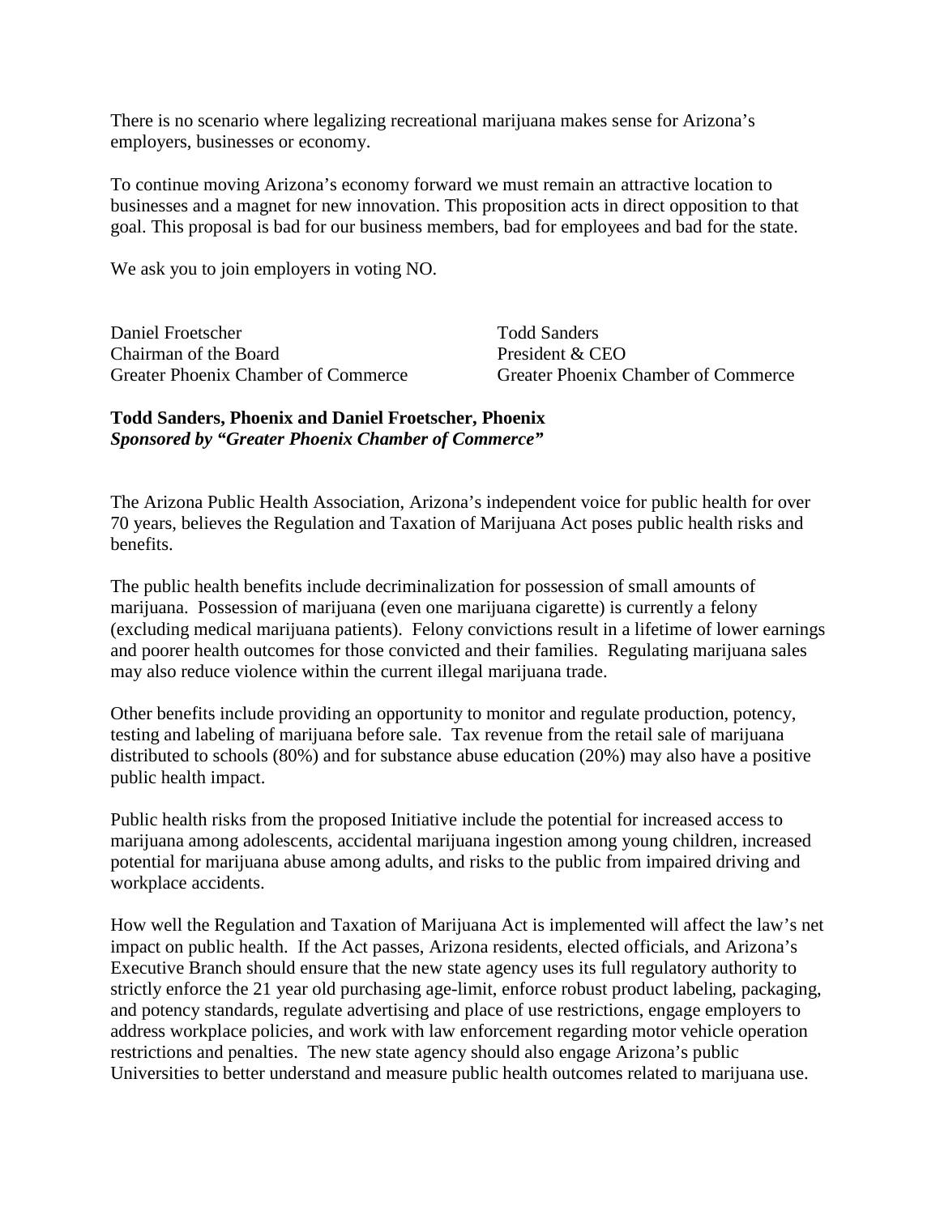There is no scenario where legalizing recreational marijuana makes sense for Arizona's employers, businesses or economy.

To continue moving Arizona's economy forward we must remain an attractive location to businesses and a magnet for new innovation. This proposition acts in direct opposition to that goal. This proposal is bad for our business members, bad for employees and bad for the state.

We ask you to join employers in voting NO.

Daniel Froetscher
Chairman of the Board
Greater Phoenix Chamber of Commerce

Todd Sanders
President & CEO
Greater Phoenix Chamber of Commerce

**Todd Sanders, Phoenix and Daniel Froetscher, Phoenix**
***Sponsored by "Greater Phoenix Chamber of Commerce"***

The Arizona Public Health Association, Arizona's independent voice for public health for over 70 years, believes the Regulation and Taxation of Marijuana Act poses public health risks and benefits.

The public health benefits include decriminalization for possession of small amounts of marijuana. Possession of marijuana (even one marijuana cigarette) is currently a felony (excluding medical marijuana patients). Felony convictions result in a lifetime of lower earnings and poorer health outcomes for those convicted and their families. Regulating marijuana sales may also reduce violence within the current illegal marijuana trade.

Other benefits include providing an opportunity to monitor and regulate production, potency, testing and labeling of marijuana before sale. Tax revenue from the retail sale of marijuana distributed to schools (80%) and for substance abuse education (20%) may also have a positive public health impact.

Public health risks from the proposed Initiative include the potential for increased access to marijuana among adolescents, accidental marijuana ingestion among young children, increased potential for marijuana abuse among adults, and risks to the public from impaired driving and workplace accidents.

How well the Regulation and Taxation of Marijuana Act is implemented will affect the law's net impact on public health. If the Act passes, Arizona residents, elected officials, and Arizona's Executive Branch should ensure that the new state agency uses its full regulatory authority to strictly enforce the 21 year old purchasing age-limit, enforce robust product labeling, packaging, and potency standards, regulate advertising and place of use restrictions, engage employers to address workplace policies, and work with law enforcement regarding motor vehicle operation restrictions and penalties. The new state agency should also engage Arizona's public Universities to better understand and measure public health outcomes related to marijuana use.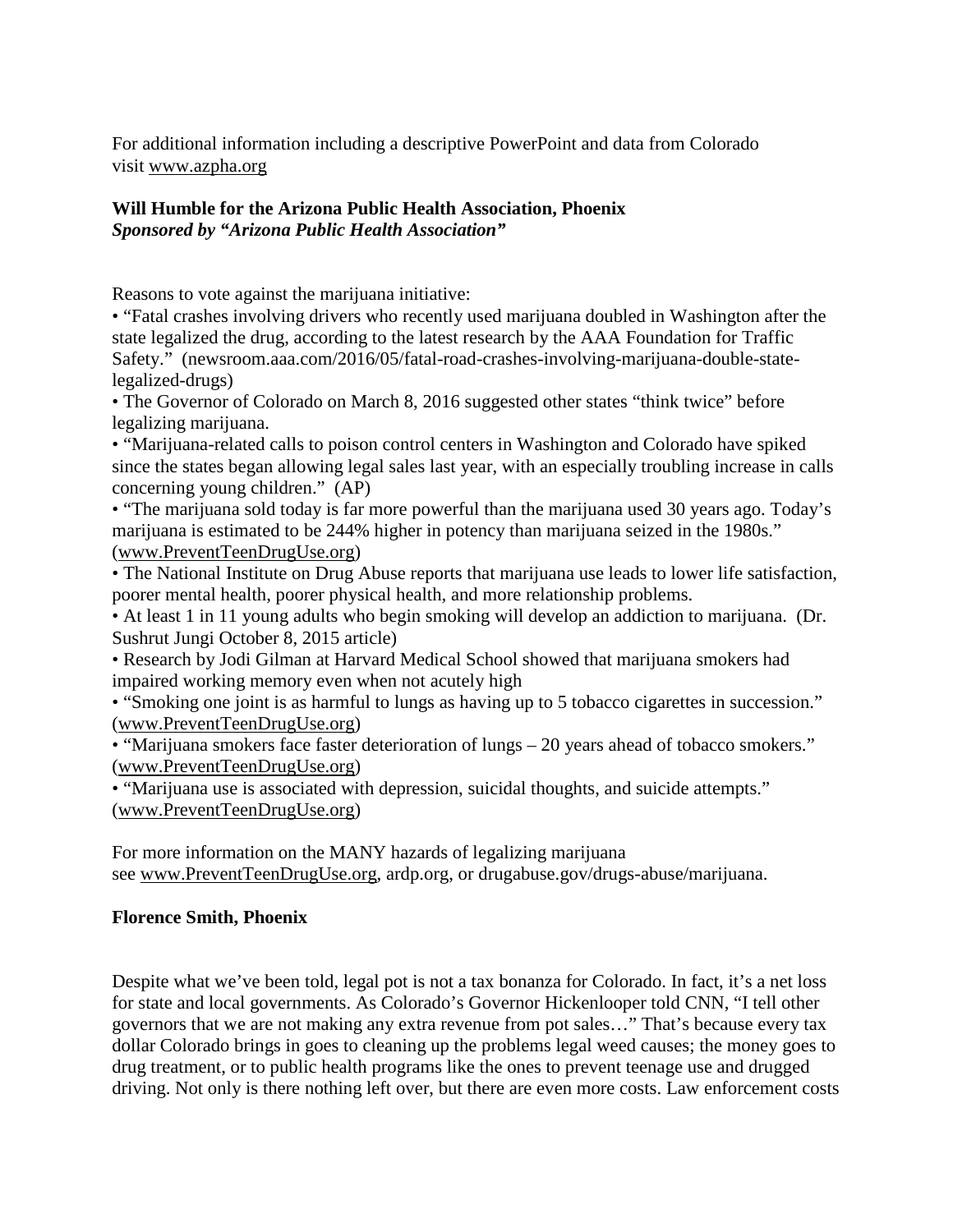For additional information including a descriptive PowerPoint and data from Colorado visit www.azpha.org

**Will Humble for the Arizona Public Health Association, Phoenix**
***Sponsored by "Arizona Public Health Association"***

Reasons to vote against the marijuana initiative:

• "Fatal crashes involving drivers who recently used marijuana doubled in Washington after the state legalized the drug, according to the latest research by the AAA Foundation for Traffic Safety." (newsroom.aaa.com/2016/05/fatal-road-crashes-involving-marijuana-double-state-legalized-drugs)
• The Governor of Colorado on March 8, 2016 suggested other states "think twice" before legalizing marijuana.
• "Marijuana-related calls to poison control centers in Washington and Colorado have spiked since the states began allowing legal sales last year, with an especially troubling increase in calls concerning young children." (AP)
• "The marijuana sold today is far more powerful than the marijuana used 30 years ago. Today's marijuana is estimated to be 244% higher in potency than marijuana seized in the 1980s." (www.PreventTeenDrugUse.org)
• The National Institute on Drug Abuse reports that marijuana use leads to lower life satisfaction, poorer mental health, poorer physical health, and more relationship problems.
• At least 1 in 11 young adults who begin smoking will develop an addiction to marijuana. (Dr. Sushrut Jungi October 8, 2015 article)
• Research by Jodi Gilman at Harvard Medical School showed that marijuana smokers had impaired working memory even when not acutely high
• "Smoking one joint is as harmful to lungs as having up to 5 tobacco cigarettes in succession." (www.PreventTeenDrugUse.org)
• "Marijuana smokers face faster deterioration of lungs – 20 years ahead of tobacco smokers." (www.PreventTeenDrugUse.org)
• "Marijuana use is associated with depression, suicidal thoughts, and suicide attempts." (www.PreventTeenDrugUse.org)

For more information on the MANY hazards of legalizing marijuana see www.PreventTeenDrugUse.org, ardp.org, or drugabuse.gov/drugs-abuse/marijuana.

**Florence Smith, Phoenix**

Despite what we've been told, legal pot is not a tax bonanza for Colorado. In fact, it's a net loss for state and local governments. As Colorado's Governor Hickenlooper told CNN, "I tell other governors that we are not making any extra revenue from pot sales…" That's because every tax dollar Colorado brings in goes to cleaning up the problems legal weed causes; the money goes to drug treatment, or to public health programs like the ones to prevent teenage use and drugged driving. Not only is there nothing left over, but there are even more costs. Law enforcement costs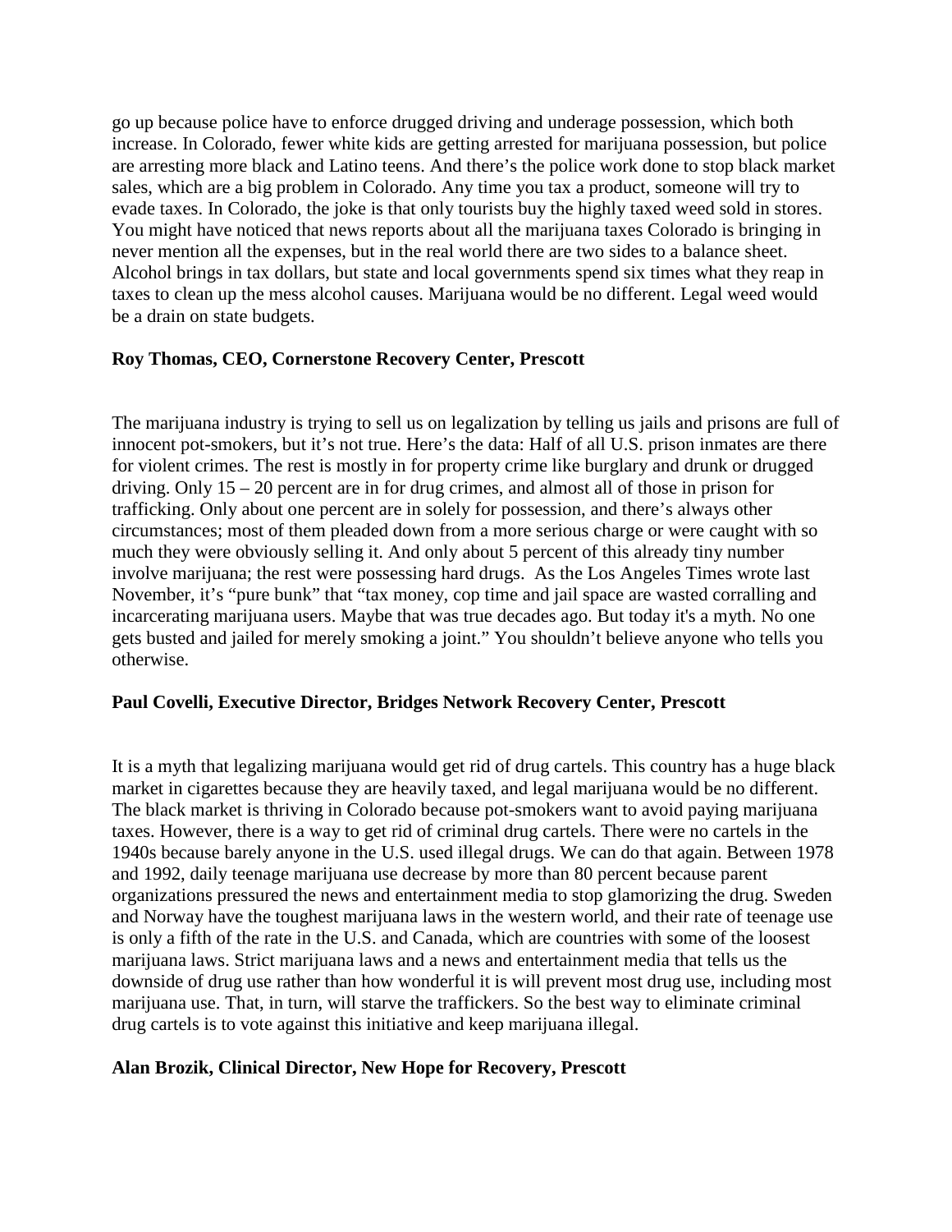go up because police have to enforce drugged driving and underage possession, which both increase. In Colorado, fewer white kids are getting arrested for marijuana possession, but police are arresting more black and Latino teens. And there's the police work done to stop black market sales, which are a big problem in Colorado. Any time you tax a product, someone will try to evade taxes. In Colorado, the joke is that only tourists buy the highly taxed weed sold in stores. You might have noticed that news reports about all the marijuana taxes Colorado is bringing in never mention all the expenses, but in the real world there are two sides to a balance sheet. Alcohol brings in tax dollars, but state and local governments spend six times what they reap in taxes to clean up the mess alcohol causes. Marijuana would be no different. Legal weed would be a drain on state budgets.

**Roy Thomas, CEO, Cornerstone Recovery Center, Prescott**

The marijuana industry is trying to sell us on legalization by telling us jails and prisons are full of innocent pot-smokers, but it's not true. Here's the data: Half of all U.S. prison inmates are there for violent crimes. The rest is mostly in for property crime like burglary and drunk or drugged driving. Only 15 – 20 percent are in for drug crimes, and almost all of those in prison for trafficking. Only about one percent are in solely for possession, and there's always other circumstances; most of them pleaded down from a more serious charge or were caught with so much they were obviously selling it. And only about 5 percent of this already tiny number involve marijuana; the rest were possessing hard drugs. As the Los Angeles Times wrote last November, it's "pure bunk" that "tax money, cop time and jail space are wasted corralling and incarcerating marijuana users. Maybe that was true decades ago. But today it's a myth. No one gets busted and jailed for merely smoking a joint." You shouldn't believe anyone who tells you otherwise.

**Paul Covelli, Executive Director, Bridges Network Recovery Center, Prescott**

It is a myth that legalizing marijuana would get rid of drug cartels. This country has a huge black market in cigarettes because they are heavily taxed, and legal marijuana would be no different. The black market is thriving in Colorado because pot-smokers want to avoid paying marijuana taxes. However, there is a way to get rid of criminal drug cartels. There were no cartels in the 1940s because barely anyone in the U.S. used illegal drugs. We can do that again. Between 1978 and 1992, daily teenage marijuana use decrease by more than 80 percent because parent organizations pressured the news and entertainment media to stop glamorizing the drug. Sweden and Norway have the toughest marijuana laws in the western world, and their rate of teenage use is only a fifth of the rate in the U.S. and Canada, which are countries with some of the loosest marijuana laws. Strict marijuana laws and a news and entertainment media that tells us the downside of drug use rather than how wonderful it is will prevent most drug use, including most marijuana use. That, in turn, will starve the traffickers. So the best way to eliminate criminal drug cartels is to vote against this initiative and keep marijuana illegal.

**Alan Brozik, Clinical Director, New Hope for Recovery, Prescott**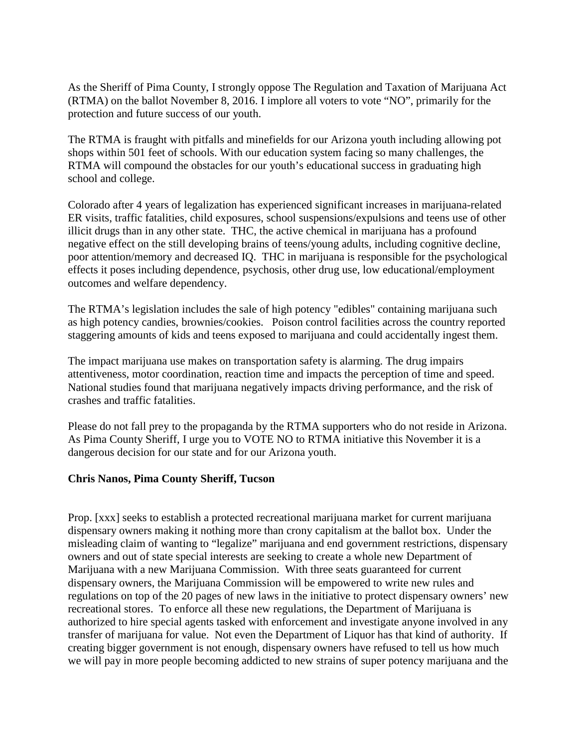As the Sheriff of Pima County, I strongly oppose The Regulation and Taxation of Marijuana Act (RTMA) on the ballot November 8, 2016. I implore all voters to vote "NO", primarily for the protection and future success of our youth.

The RTMA is fraught with pitfalls and minefields for our Arizona youth including allowing pot shops within 501 feet of schools. With our education system facing so many challenges, the RTMA will compound the obstacles for our youth's educational success in graduating high school and college.

Colorado after 4 years of legalization has experienced significant increases in marijuana-related ER visits, traffic fatalities, child exposures, school suspensions/expulsions and teens use of other illicit drugs than in any other state. THC, the active chemical in marijuana has a profound negative effect on the still developing brains of teens/young adults, including cognitive decline, poor attention/memory and decreased IQ. THC in marijuana is responsible for the psychological effects it poses including dependence, psychosis, other drug use, low educational/employment outcomes and welfare dependency.

The RTMA's legislation includes the sale of high potency "edibles" containing marijuana such as high potency candies, brownies/cookies. Poison control facilities across the country reported staggering amounts of kids and teens exposed to marijuana and could accidentally ingest them.

The impact marijuana use makes on transportation safety is alarming. The drug impairs attentiveness, motor coordination, reaction time and impacts the perception of time and speed. National studies found that marijuana negatively impacts driving performance, and the risk of crashes and traffic fatalities.

Please do not fall prey to the propaganda by the RTMA supporters who do not reside in Arizona. As Pima County Sheriff, I urge you to VOTE NO to RTMA initiative this November it is a dangerous decision for our state and for our Arizona youth.

**Chris Nanos, Pima County Sheriff, Tucson**

Prop. [xxx] seeks to establish a protected recreational marijuana market for current marijuana dispensary owners making it nothing more than crony capitalism at the ballot box. Under the misleading claim of wanting to "legalize" marijuana and end government restrictions, dispensary owners and out of state special interests are seeking to create a whole new Department of Marijuana with a new Marijuana Commission. With three seats guaranteed for current dispensary owners, the Marijuana Commission will be empowered to write new rules and regulations on top of the 20 pages of new laws in the initiative to protect dispensary owners' new recreational stores. To enforce all these new regulations, the Department of Marijuana is authorized to hire special agents tasked with enforcement and investigate anyone involved in any transfer of marijuana for value. Not even the Department of Liquor has that kind of authority. If creating bigger government is not enough, dispensary owners have refused to tell us how much we will pay in more people becoming addicted to new strains of super potency marijuana and the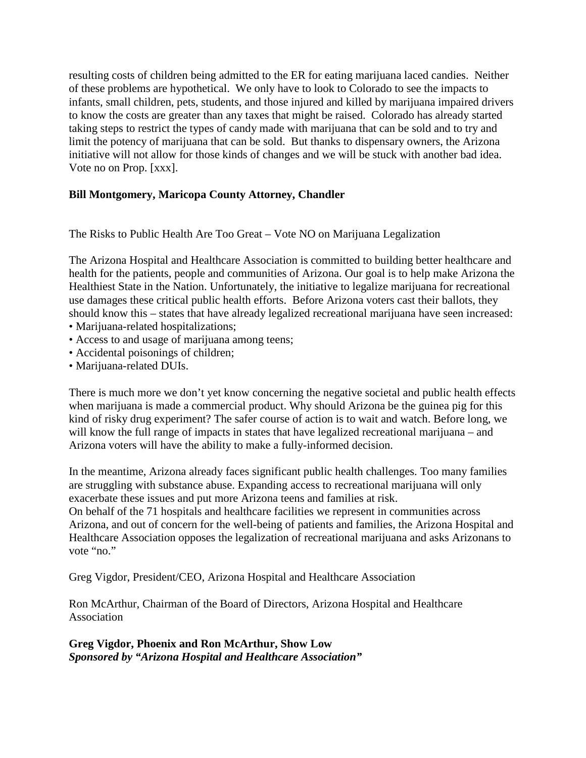resulting costs of children being admitted to the ER for eating marijuana laced candies. Neither of these problems are hypothetical. We only have to look to Colorado to see the impacts to infants, small children, pets, students, and those injured and killed by marijuana impaired drivers to know the costs are greater than any taxes that might be raised. Colorado has already started taking steps to restrict the types of candy made with marijuana that can be sold and to try and limit the potency of marijuana that can be sold. But thanks to dispensary owners, the Arizona initiative will not allow for those kinds of changes and we will be stuck with another bad idea. Vote no on Prop. [xxx].

**Bill Montgomery, Maricopa County Attorney, Chandler**

The Risks to Public Health Are Too Great – Vote NO on Marijuana Legalization

The Arizona Hospital and Healthcare Association is committed to building better healthcare and health for the patients, people and communities of Arizona. Our goal is to help make Arizona the Healthiest State in the Nation. Unfortunately, the initiative to legalize marijuana for recreational use damages these critical public health efforts. Before Arizona voters cast their ballots, they should know this – states that have already legalized recreational marijuana have seen increased:

- Marijuana-related hospitalizations;
- Access to and usage of marijuana among teens;
- Accidental poisonings of children;
- Marijuana-related DUIs.

There is much more we don't yet know concerning the negative societal and public health effects when marijuana is made a commercial product. Why should Arizona be the guinea pig for this kind of risky drug experiment? The safer course of action is to wait and watch. Before long, we will know the full range of impacts in states that have legalized recreational marijuana – and Arizona voters will have the ability to make a fully-informed decision.

In the meantime, Arizona already faces significant public health challenges. Too many families are struggling with substance abuse. Expanding access to recreational marijuana will only exacerbate these issues and put more Arizona teens and families at risk.
On behalf of the 71 hospitals and healthcare facilities we represent in communities across Arizona, and out of concern for the well-being of patients and families, the Arizona Hospital and Healthcare Association opposes the legalization of recreational marijuana and asks Arizonans to vote "no."

Greg Vigdor, President/CEO, Arizona Hospital and Healthcare Association

Ron McArthur, Chairman of the Board of Directors, Arizona Hospital and Healthcare Association

**Greg Vigdor, Phoenix and Ron McArthur, Show Low**
***Sponsored by "Arizona Hospital and Healthcare Association"***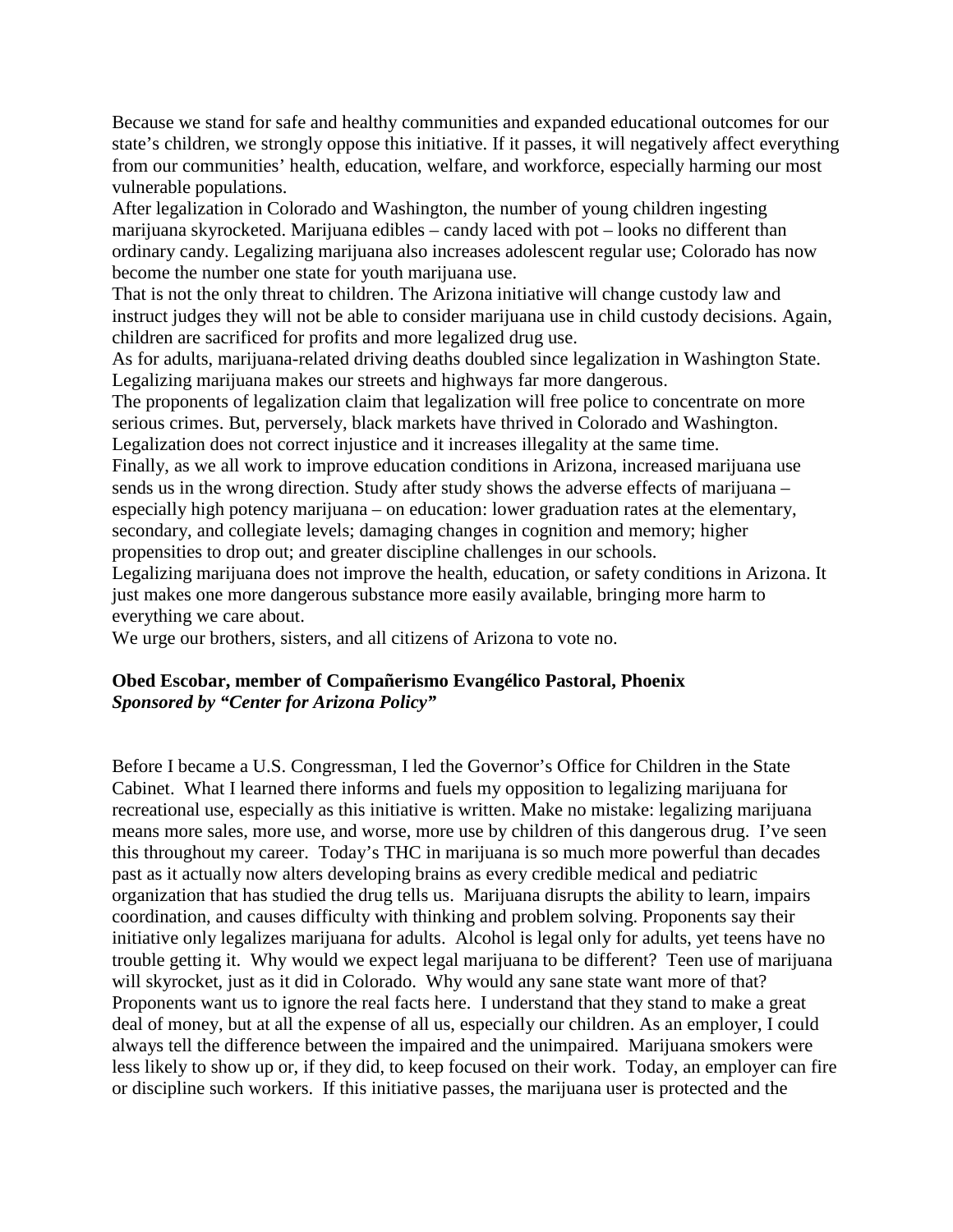Because we stand for safe and healthy communities and expanded educational outcomes for our state's children, we strongly oppose this initiative. If it passes, it will negatively affect everything from our communities' health, education, welfare, and workforce, especially harming our most vulnerable populations.

After legalization in Colorado and Washington, the number of young children ingesting marijuana skyrocketed. Marijuana edibles – candy laced with pot – looks no different than ordinary candy. Legalizing marijuana also increases adolescent regular use; Colorado has now become the number one state for youth marijuana use.

That is not the only threat to children. The Arizona initiative will change custody law and instruct judges they will not be able to consider marijuana use in child custody decisions. Again, children are sacrificed for profits and more legalized drug use.

As for adults, marijuana-related driving deaths doubled since legalization in Washington State. Legalizing marijuana makes our streets and highways far more dangerous.

The proponents of legalization claim that legalization will free police to concentrate on more serious crimes. But, perversely, black markets have thrived in Colorado and Washington. Legalization does not correct injustice and it increases illegality at the same time.

Finally, as we all work to improve education conditions in Arizona, increased marijuana use sends us in the wrong direction. Study after study shows the adverse effects of marijuana – especially high potency marijuana – on education: lower graduation rates at the elementary, secondary, and collegiate levels; damaging changes in cognition and memory; higher propensities to drop out; and greater discipline challenges in our schools.

Legalizing marijuana does not improve the health, education, or safety conditions in Arizona. It just makes one more dangerous substance more easily available, bringing more harm to everything we care about.

We urge our brothers, sisters, and all citizens of Arizona to vote no.

**Obed Escobar, member of Compañerismo Evangélico Pastoral, Phoenix**
***Sponsored by "Center for Arizona Policy"***

Before I became a U.S. Congressman, I led the Governor's Office for Children in the State Cabinet. What I learned there informs and fuels my opposition to legalizing marijuana for recreational use, especially as this initiative is written. Make no mistake: legalizing marijuana means more sales, more use, and worse, more use by children of this dangerous drug. I've seen this throughout my career. Today's THC in marijuana is so much more powerful than decades past as it actually now alters developing brains as every credible medical and pediatric organization that has studied the drug tells us. Marijuana disrupts the ability to learn, impairs coordination, and causes difficulty with thinking and problem solving. Proponents say their initiative only legalizes marijuana for adults. Alcohol is legal only for adults, yet teens have no trouble getting it. Why would we expect legal marijuana to be different? Teen use of marijuana will skyrocket, just as it did in Colorado. Why would any sane state want more of that? Proponents want us to ignore the real facts here. I understand that they stand to make a great deal of money, but at all the expense of all us, especially our children. As an employer, I could always tell the difference between the impaired and the unimpaired. Marijuana smokers were less likely to show up or, if they did, to keep focused on their work. Today, an employer can fire or discipline such workers. If this initiative passes, the marijuana user is protected and the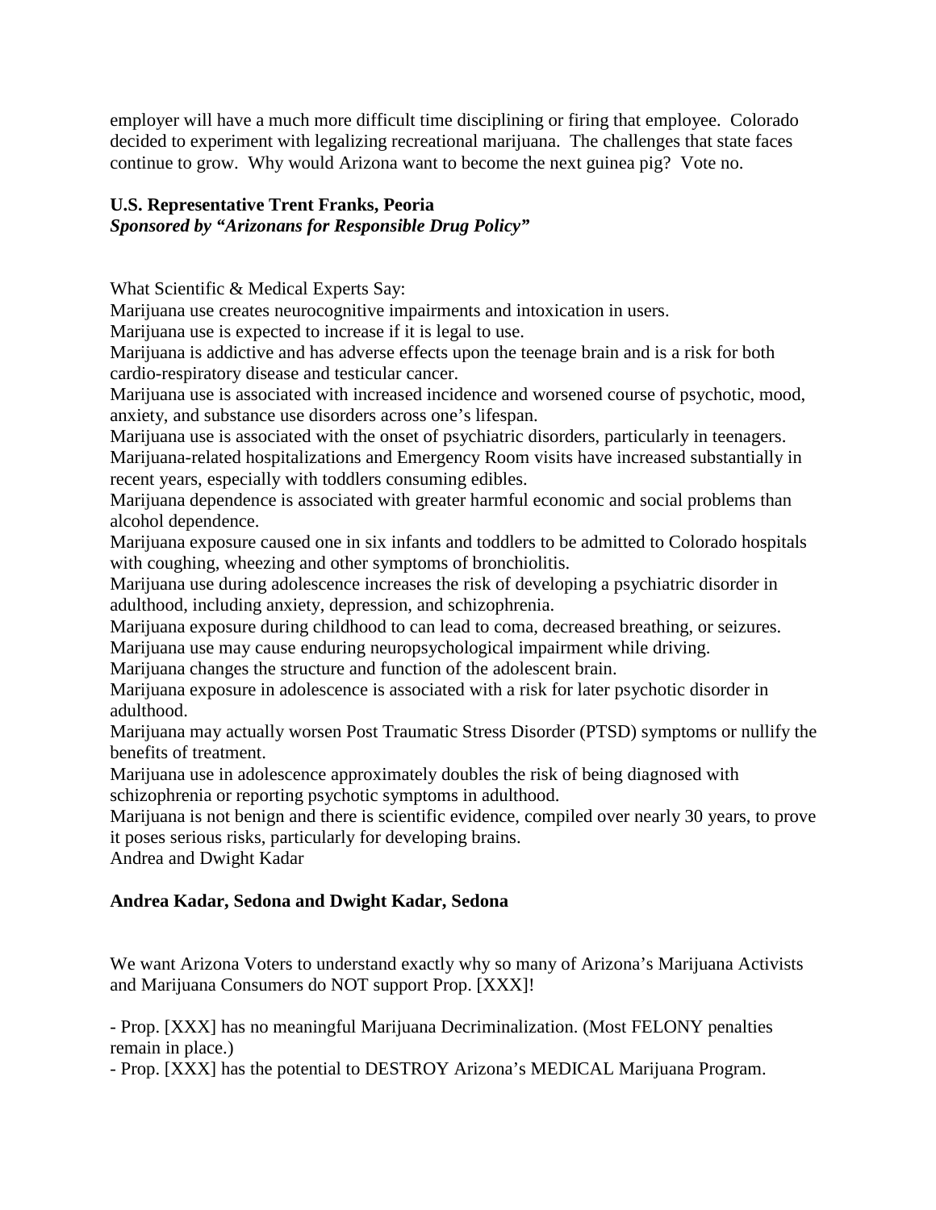employer will have a much more difficult time disciplining or firing that employee. Colorado decided to experiment with legalizing recreational marijuana. The challenges that state faces continue to grow. Why would Arizona want to become the next guinea pig? Vote no.

**U.S. Representative Trent Franks, Peoria**
***Sponsored by "Arizonans for Responsible Drug Policy"***

What Scientific & Medical Experts Say:
Marijuana use creates neurocognitive impairments and intoxication in users.
Marijuana use is expected to increase if it is legal to use.
Marijuana is addictive and has adverse effects upon the teenage brain and is a risk for both cardio-respiratory disease and testicular cancer.
Marijuana use is associated with increased incidence and worsened course of psychotic, mood, anxiety, and substance use disorders across one's lifespan.
Marijuana use is associated with the onset of psychiatric disorders, particularly in teenagers.
Marijuana-related hospitalizations and Emergency Room visits have increased substantially in recent years, especially with toddlers consuming edibles.
Marijuana dependence is associated with greater harmful economic and social problems than alcohol dependence.
Marijuana exposure caused one in six infants and toddlers to be admitted to Colorado hospitals with coughing, wheezing and other symptoms of bronchiolitis.
Marijuana use during adolescence increases the risk of developing a psychiatric disorder in adulthood, including anxiety, depression, and schizophrenia.
Marijuana exposure during childhood to can lead to coma, decreased breathing, or seizures.
Marijuana use may cause enduring neuropsychological impairment while driving.
Marijuana changes the structure and function of the adolescent brain.
Marijuana exposure in adolescence is associated with a risk for later psychotic disorder in adulthood.
Marijuana may actually worsen Post Traumatic Stress Disorder (PTSD) symptoms or nullify the benefits of treatment.
Marijuana use in adolescence approximately doubles the risk of being diagnosed with schizophrenia or reporting psychotic symptoms in adulthood.
Marijuana is not benign and there is scientific evidence, compiled over nearly 30 years, to prove it poses serious risks, particularly for developing brains.
Andrea and Dwight Kadar

**Andrea Kadar, Sedona and Dwight Kadar, Sedona**

We want Arizona Voters to understand exactly why so many of Arizona's Marijuana Activists and Marijuana Consumers do NOT support Prop. [XXX]!

- Prop. [XXX] has no meaningful Marijuana Decriminalization. (Most FELONY penalties remain in place.)
- Prop. [XXX] has the potential to DESTROY Arizona's MEDICAL Marijuana Program.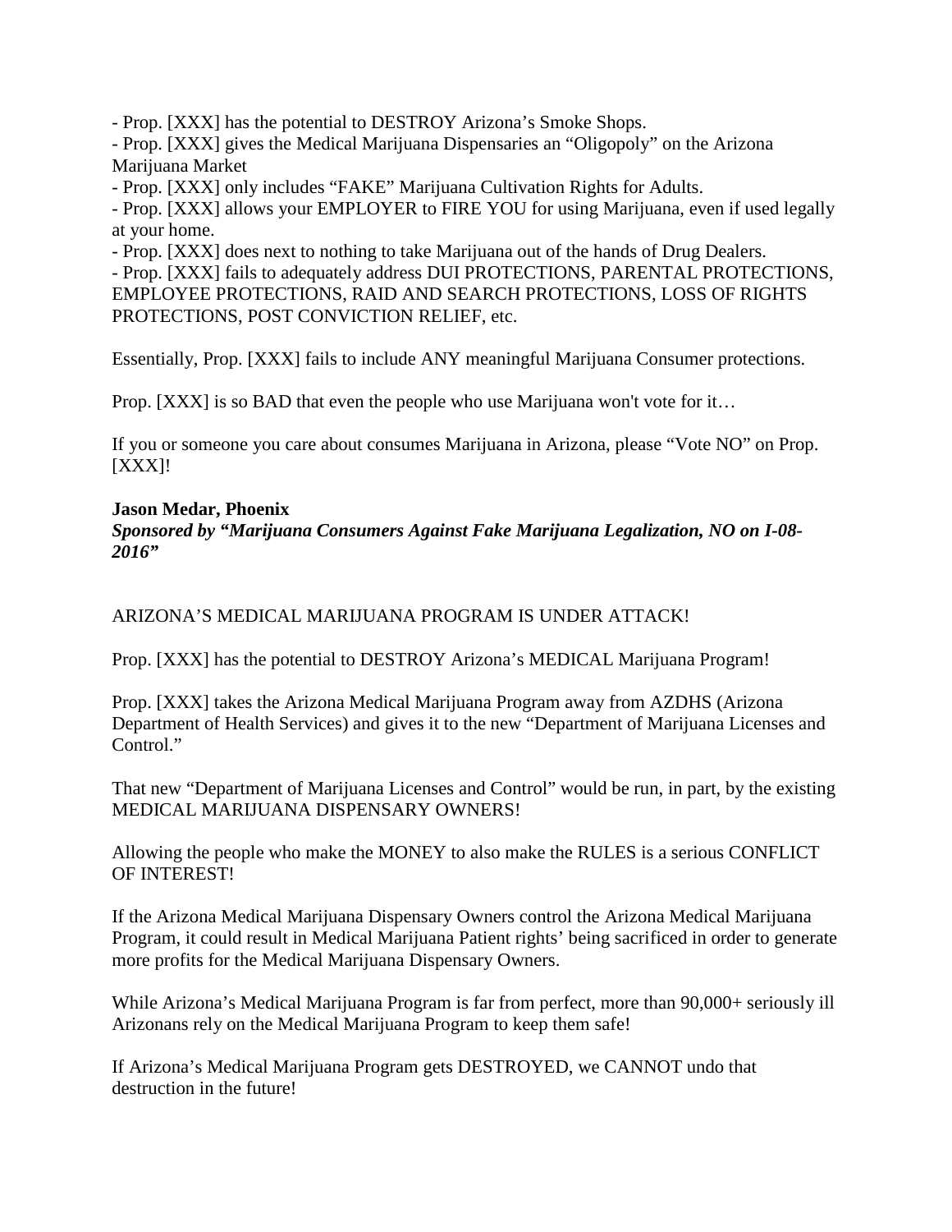- Prop. [XXX] has the potential to DESTROY Arizona's Smoke Shops.
- Prop. [XXX] gives the Medical Marijuana Dispensaries an "Oligopoly" on the Arizona Marijuana Market
- Prop. [XXX] only includes "FAKE" Marijuana Cultivation Rights for Adults.
- Prop. [XXX] allows your EMPLOYER to FIRE YOU for using Marijuana, even if used legally at your home.
- Prop. [XXX] does next to nothing to take Marijuana out of the hands of Drug Dealers.
- Prop. [XXX] fails to adequately address DUI PROTECTIONS, PARENTAL PROTECTIONS, EMPLOYEE PROTECTIONS, RAID AND SEARCH PROTECTIONS, LOSS OF RIGHTS PROTECTIONS, POST CONVICTION RELIEF, etc.

Essentially, Prop. [XXX] fails to include ANY meaningful Marijuana Consumer protections.

Prop. [XXX] is so BAD that even the people who use Marijuana won't vote for it…

If you or someone you care about consumes Marijuana in Arizona, please "Vote NO" on Prop. [XXX]!

**Jason Medar, Phoenix**
***Sponsored by "Marijuana Consumers Against Fake Marijuana Legalization, NO on I-08-2016"***

ARIZONA'S MEDICAL MARIJUANA PROGRAM IS UNDER ATTACK!

Prop. [XXX] has the potential to DESTROY Arizona's MEDICAL Marijuana Program!

Prop. [XXX] takes the Arizona Medical Marijuana Program away from AZDHS (Arizona Department of Health Services) and gives it to the new "Department of Marijuana Licenses and Control."

That new "Department of Marijuana Licenses and Control" would be run, in part, by the existing MEDICAL MARIJUANA DISPENSARY OWNERS!

Allowing the people who make the MONEY to also make the RULES is a serious CONFLICT OF INTEREST!

If the Arizona Medical Marijuana Dispensary Owners control the Arizona Medical Marijuana Program, it could result in Medical Marijuana Patient rights' being sacrificed in order to generate more profits for the Medical Marijuana Dispensary Owners.

While Arizona's Medical Marijuana Program is far from perfect, more than 90,000+ seriously ill Arizonans rely on the Medical Marijuana Program to keep them safe!

If Arizona's Medical Marijuana Program gets DESTROYED, we CANNOT undo that destruction in the future!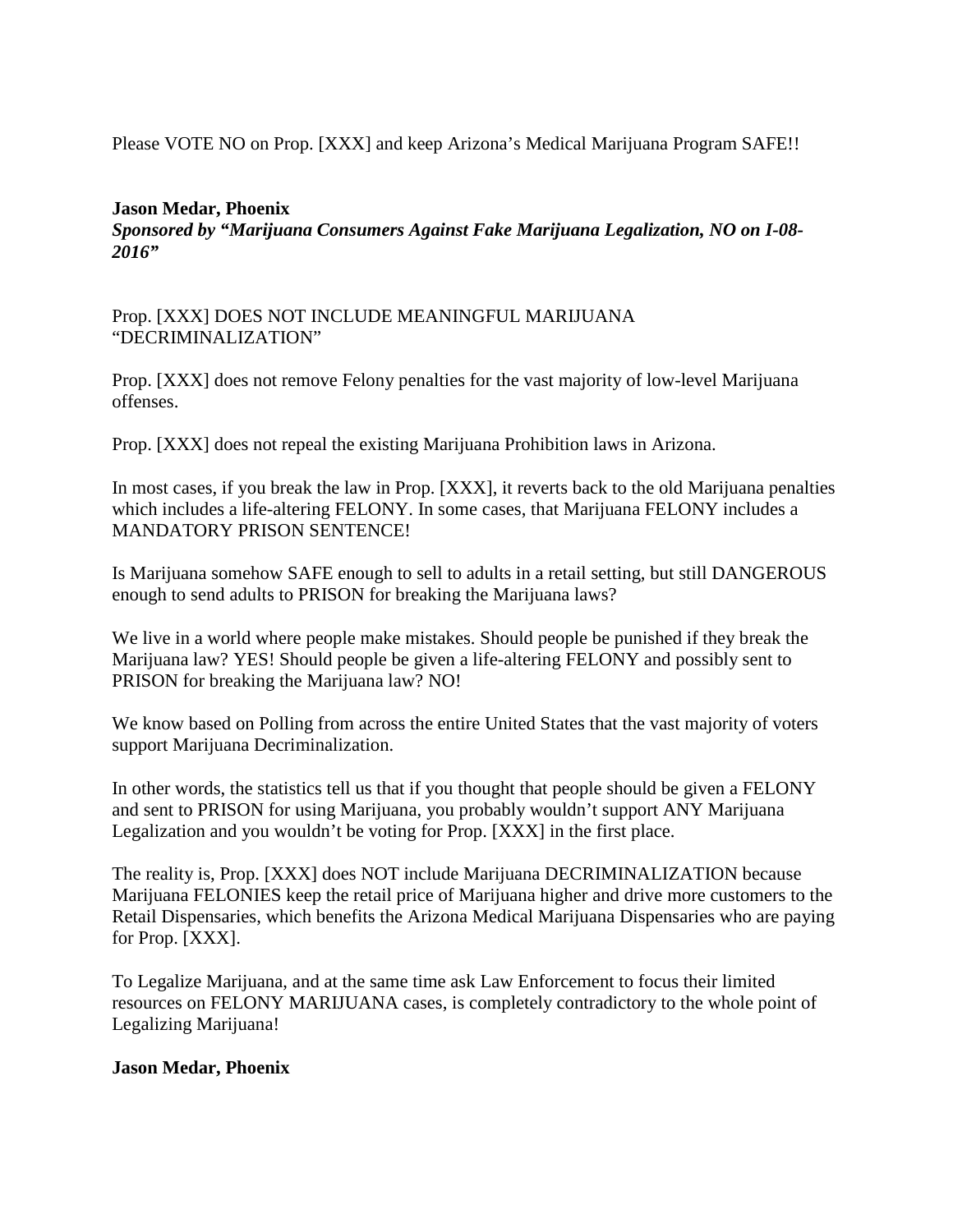Please VOTE NO on Prop. [XXX] and keep Arizona's Medical Marijuana Program SAFE!!

**Jason Medar, Phoenix**
***Sponsored by "Marijuana Consumers Against Fake Marijuana Legalization, NO on I-08-2016"***

Prop. [XXX] DOES NOT INCLUDE MEANINGFUL MARIJUANA "DECRIMINALIZATION"

Prop. [XXX] does not remove Felony penalties for the vast majority of low-level Marijuana offenses.

Prop. [XXX] does not repeal the existing Marijuana Prohibition laws in Arizona.

In most cases, if you break the law in Prop. [XXX], it reverts back to the old Marijuana penalties which includes a life-altering FELONY. In some cases, that Marijuana FELONY includes a MANDATORY PRISON SENTENCE!

Is Marijuana somehow SAFE enough to sell to adults in a retail setting, but still DANGEROUS enough to send adults to PRISON for breaking the Marijuana laws?

We live in a world where people make mistakes. Should people be punished if they break the Marijuana law? YES! Should people be given a life-altering FELONY and possibly sent to PRISON for breaking the Marijuana law? NO!

We know based on Polling from across the entire United States that the vast majority of voters support Marijuana Decriminalization.

In other words, the statistics tell us that if you thought that people should be given a FELONY and sent to PRISON for using Marijuana, you probably wouldn't support ANY Marijuana Legalization and you wouldn't be voting for Prop. [XXX] in the first place.

The reality is, Prop. [XXX] does NOT include Marijuana DECRIMINALIZATION because Marijuana FELONIES keep the retail price of Marijuana higher and drive more customers to the Retail Dispensaries, which benefits the Arizona Medical Marijuana Dispensaries who are paying for Prop. [XXX].

To Legalize Marijuana, and at the same time ask Law Enforcement to focus their limited resources on FELONY MARIJUANA cases, is completely contradictory to the whole point of Legalizing Marijuana!

**Jason Medar, Phoenix**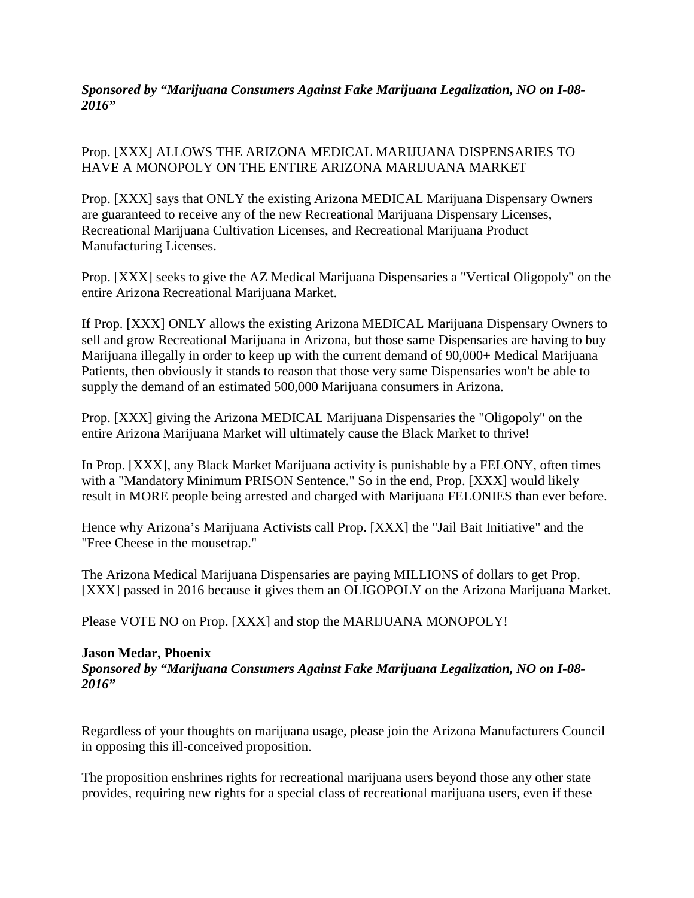***Sponsored by "Marijuana Consumers Against Fake Marijuana Legalization, NO on I-08-2016"***

Prop. [XXX] ALLOWS THE ARIZONA MEDICAL MARIJUANA DISPENSARIES TO HAVE A MONOPOLY ON THE ENTIRE ARIZONA MARIJUANA MARKET

Prop. [XXX] says that ONLY the existing Arizona MEDICAL Marijuana Dispensary Owners are guaranteed to receive any of the new Recreational Marijuana Dispensary Licenses, Recreational Marijuana Cultivation Licenses, and Recreational Marijuana Product Manufacturing Licenses.

Prop. [XXX] seeks to give the AZ Medical Marijuana Dispensaries a "Vertical Oligopoly" on the entire Arizona Recreational Marijuana Market.

If Prop. [XXX] ONLY allows the existing Arizona MEDICAL Marijuana Dispensary Owners to sell and grow Recreational Marijuana in Arizona, but those same Dispensaries are having to buy Marijuana illegally in order to keep up with the current demand of 90,000+ Medical Marijuana Patients, then obviously it stands to reason that those very same Dispensaries won't be able to supply the demand of an estimated 500,000 Marijuana consumers in Arizona.

Prop. [XXX] giving the Arizona MEDICAL Marijuana Dispensaries the "Oligopoly" on the entire Arizona Marijuana Market will ultimately cause the Black Market to thrive!

In Prop. [XXX], any Black Market Marijuana activity is punishable by a FELONY, often times with a "Mandatory Minimum PRISON Sentence." So in the end, Prop. [XXX] would likely result in MORE people being arrested and charged with Marijuana FELONIES than ever before.

Hence why Arizona's Marijuana Activists call Prop. [XXX] the "Jail Bait Initiative" and the "Free Cheese in the mousetrap."

The Arizona Medical Marijuana Dispensaries are paying MILLIONS of dollars to get Prop. [XXX] passed in 2016 because it gives them an OLIGOPOLY on the Arizona Marijuana Market.

Please VOTE NO on Prop. [XXX] and stop the MARIJUANA MONOPOLY!

**Jason Medar, Phoenix**
***Sponsored by "Marijuana Consumers Against Fake Marijuana Legalization, NO on I-08-2016"***

Regardless of your thoughts on marijuana usage, please join the Arizona Manufacturers Council in opposing this ill-conceived proposition.

The proposition enshrines rights for recreational marijuana users beyond those any other state provides, requiring new rights for a special class of recreational marijuana users, even if these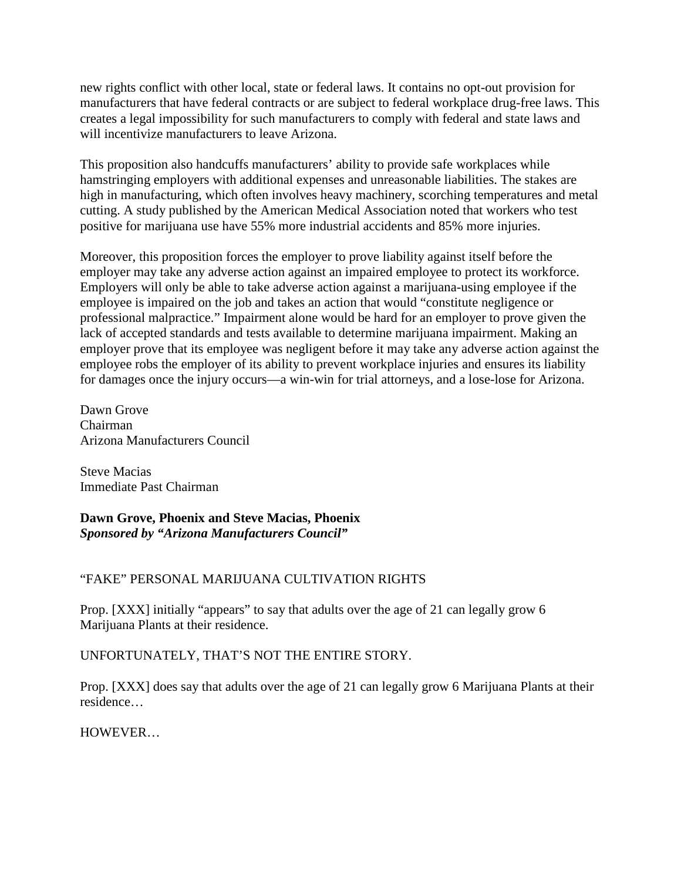new rights conflict with other local, state or federal laws. It contains no opt-out provision for manufacturers that have federal contracts or are subject to federal workplace drug-free laws. This creates a legal impossibility for such manufacturers to comply with federal and state laws and will incentivize manufacturers to leave Arizona.

This proposition also handcuffs manufacturers' ability to provide safe workplaces while hamstringing employers with additional expenses and unreasonable liabilities. The stakes are high in manufacturing, which often involves heavy machinery, scorching temperatures and metal cutting. A study published by the American Medical Association noted that workers who test positive for marijuana use have 55% more industrial accidents and 85% more injuries.

Moreover, this proposition forces the employer to prove liability against itself before the employer may take any adverse action against an impaired employee to protect its workforce. Employers will only be able to take adverse action against a marijuana-using employee if the employee is impaired on the job and takes an action that would "constitute negligence or professional malpractice." Impairment alone would be hard for an employer to prove given the lack of accepted standards and tests available to determine marijuana impairment. Making an employer prove that its employee was negligent before it may take any adverse action against the employee robs the employer of its ability to prevent workplace injuries and ensures its liability for damages once the injury occurs—a win-win for trial attorneys, and a lose-lose for Arizona.

Dawn Grove
Chairman
Arizona Manufacturers Council

Steve Macias
Immediate Past Chairman

**Dawn Grove, Phoenix and Steve Macias, Phoenix**
***Sponsored by "Arizona Manufacturers Council"***

"FAKE" PERSONAL MARIJUANA CULTIVATION RIGHTS

Prop. [XXX] initially "appears" to say that adults over the age of 21 can legally grow 6 Marijuana Plants at their residence.

UNFORTUNATELY, THAT'S NOT THE ENTIRE STORY.

Prop. [XXX] does say that adults over the age of 21 can legally grow 6 Marijuana Plants at their residence…

HOWEVER…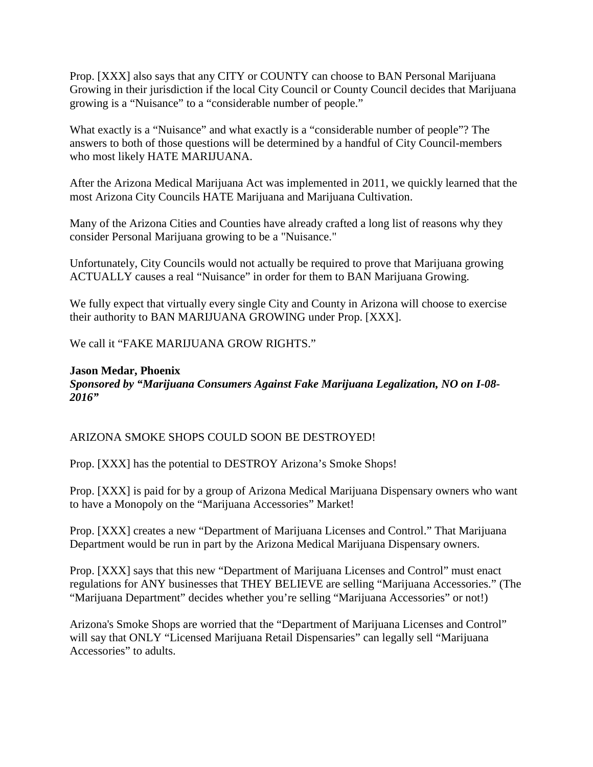Prop. [XXX] also says that any CITY or COUNTY can choose to BAN Personal Marijuana Growing in their jurisdiction if the local City Council or County Council decides that Marijuana growing is a "Nuisance" to a "considerable number of people."

What exactly is a "Nuisance" and what exactly is a "considerable number of people"? The answers to both of those questions will be determined by a handful of City Council-members who most likely HATE MARIJUANA.

After the Arizona Medical Marijuana Act was implemented in 2011, we quickly learned that the most Arizona City Councils HATE Marijuana and Marijuana Cultivation.

Many of the Arizona Cities and Counties have already crafted a long list of reasons why they consider Personal Marijuana growing to be a "Nuisance."

Unfortunately, City Councils would not actually be required to prove that Marijuana growing ACTUALLY causes a real "Nuisance" in order for them to BAN Marijuana Growing.

We fully expect that virtually every single City and County in Arizona will choose to exercise their authority to BAN MARIJUANA GROWING under Prop. [XXX].

We call it "FAKE MARIJUANA GROW RIGHTS."

**Jason Medar, Phoenix**
***Sponsored by "Marijuana Consumers Against Fake Marijuana Legalization, NO on I-08-2016"***

ARIZONA SMOKE SHOPS COULD SOON BE DESTROYED!

Prop. [XXX] has the potential to DESTROY Arizona's Smoke Shops!

Prop. [XXX] is paid for by a group of Arizona Medical Marijuana Dispensary owners who want to have a Monopoly on the "Marijuana Accessories" Market!

Prop. [XXX] creates a new "Department of Marijuana Licenses and Control." That Marijuana Department would be run in part by the Arizona Medical Marijuana Dispensary owners.

Prop. [XXX] says that this new "Department of Marijuana Licenses and Control" must enact regulations for ANY businesses that THEY BELIEVE are selling "Marijuana Accessories." (The "Marijuana Department" decides whether you're selling "Marijuana Accessories" or not!)

Arizona's Smoke Shops are worried that the "Department of Marijuana Licenses and Control" will say that ONLY "Licensed Marijuana Retail Dispensaries" can legally sell "Marijuana Accessories" to adults.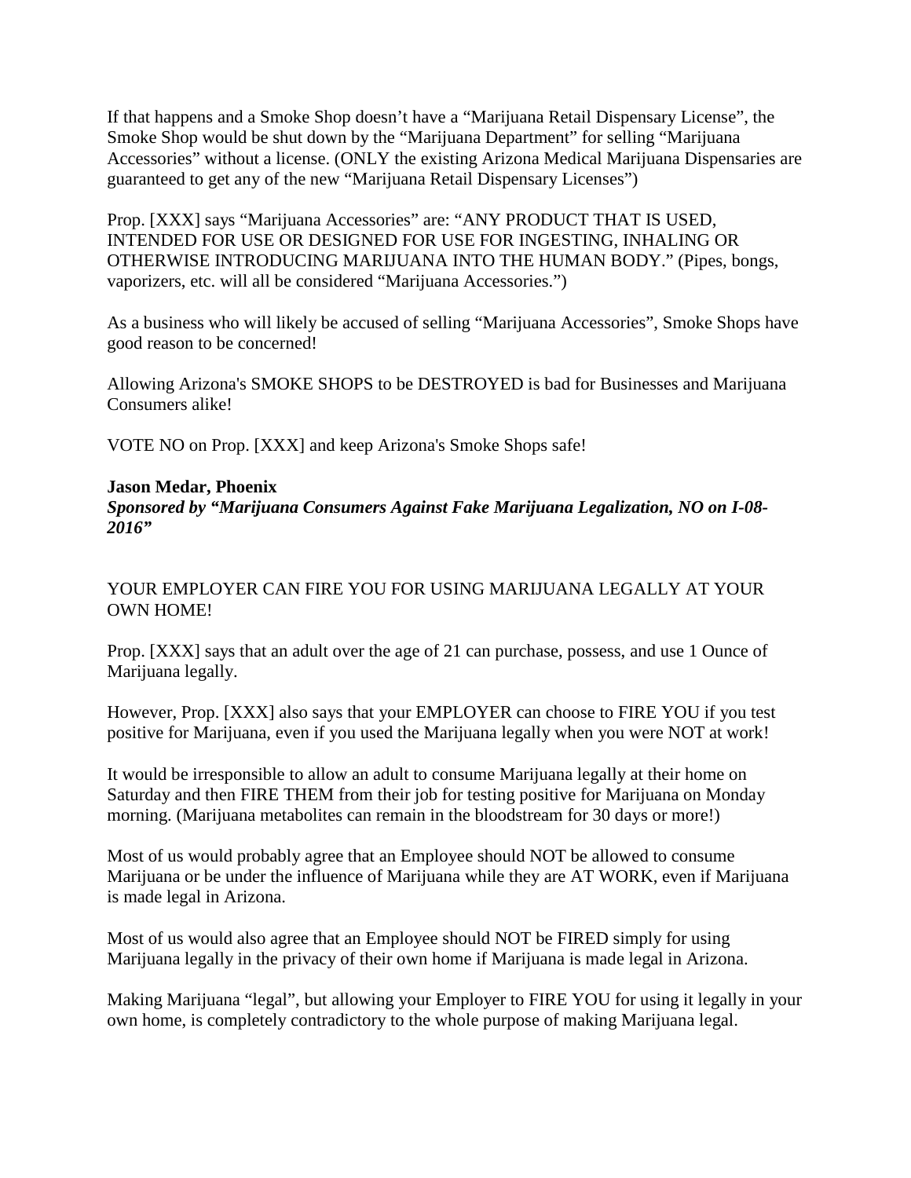If that happens and a Smoke Shop doesn't have a "Marijuana Retail Dispensary License", the Smoke Shop would be shut down by the "Marijuana Department" for selling "Marijuana Accessories" without a license. (ONLY the existing Arizona Medical Marijuana Dispensaries are guaranteed to get any of the new "Marijuana Retail Dispensary Licenses")

Prop. [XXX] says "Marijuana Accessories" are: "ANY PRODUCT THAT IS USED, INTENDED FOR USE OR DESIGNED FOR USE FOR INGESTING, INHALING OR OTHERWISE INTRODUCING MARIJUANA INTO THE HUMAN BODY." (Pipes, bongs, vaporizers, etc. will all be considered "Marijuana Accessories.")

As a business who will likely be accused of selling "Marijuana Accessories", Smoke Shops have good reason to be concerned!

Allowing Arizona's SMOKE SHOPS to be DESTROYED is bad for Businesses and Marijuana Consumers alike!

VOTE NO on Prop. [XXX] and keep Arizona's Smoke Shops safe!

**Jason Medar, Phoenix**
***Sponsored by "Marijuana Consumers Against Fake Marijuana Legalization, NO on I-08-2016"***

YOUR EMPLOYER CAN FIRE YOU FOR USING MARIJUANA LEGALLY AT YOUR OWN HOME!

Prop. [XXX] says that an adult over the age of 21 can purchase, possess, and use 1 Ounce of Marijuana legally.

However, Prop. [XXX] also says that your EMPLOYER can choose to FIRE YOU if you test positive for Marijuana, even if you used the Marijuana legally when you were NOT at work!

It would be irresponsible to allow an adult to consume Marijuana legally at their home on Saturday and then FIRE THEM from their job for testing positive for Marijuana on Monday morning. (Marijuana metabolites can remain in the bloodstream for 30 days or more!)

Most of us would probably agree that an Employee should NOT be allowed to consume Marijuana or be under the influence of Marijuana while they are AT WORK, even if Marijuana is made legal in Arizona.

Most of us would also agree that an Employee should NOT be FIRED simply for using Marijuana legally in the privacy of their own home if Marijuana is made legal in Arizona.

Making Marijuana "legal", but allowing your Employer to FIRE YOU for using it legally in your own home, is completely contradictory to the whole purpose of making Marijuana legal.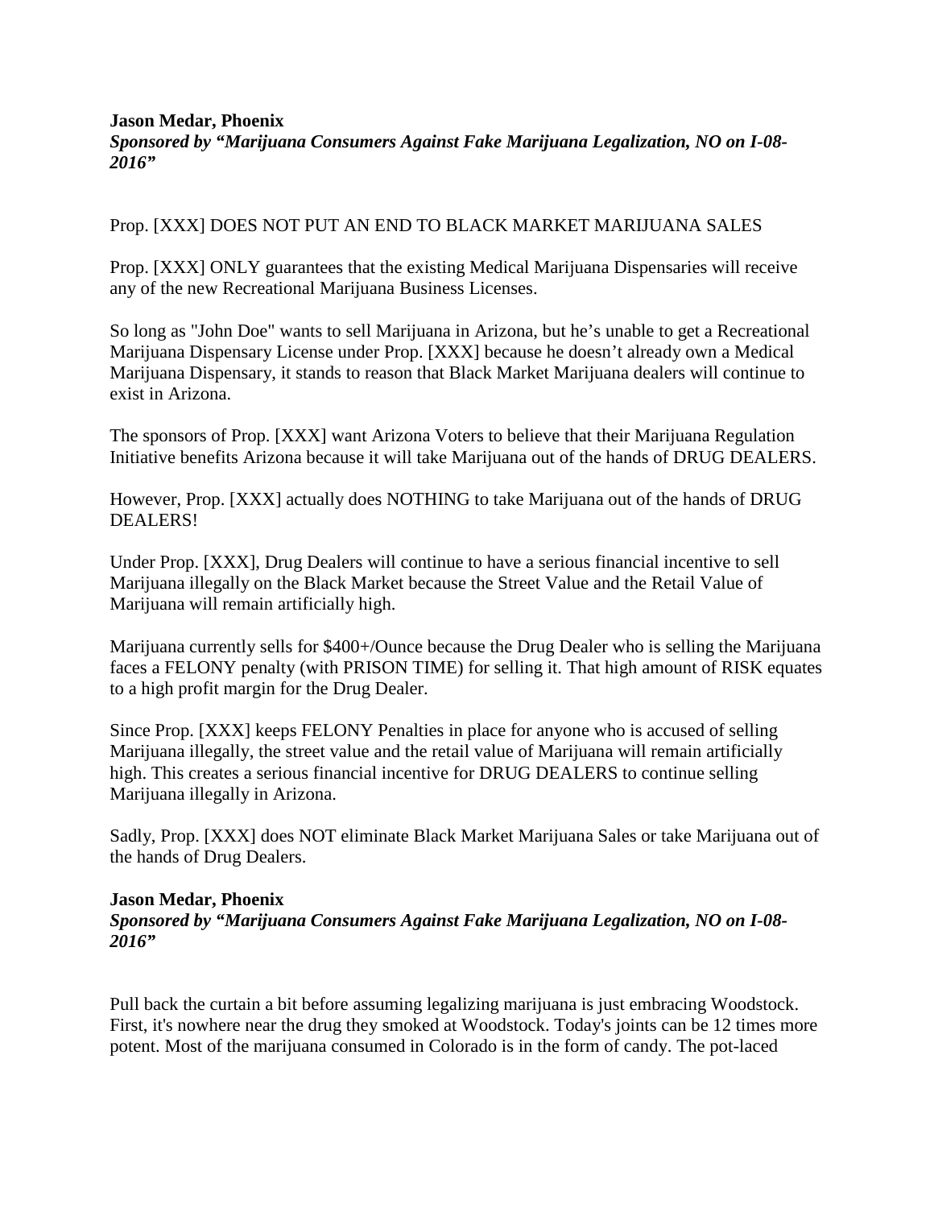**Jason Medar, Phoenix**
***Sponsored by "Marijuana Consumers Against Fake Marijuana Legalization, NO on I-08-2016"***

Prop. [XXX] DOES NOT PUT AN END TO BLACK MARKET MARIJUANA SALES

Prop. [XXX] ONLY guarantees that the existing Medical Marijuana Dispensaries will receive any of the new Recreational Marijuana Business Licenses.

So long as "John Doe" wants to sell Marijuana in Arizona, but he's unable to get a Recreational Marijuana Dispensary License under Prop. [XXX] because he doesn't already own a Medical Marijuana Dispensary, it stands to reason that Black Market Marijuana dealers will continue to exist in Arizona.

The sponsors of Prop. [XXX] want Arizona Voters to believe that their Marijuana Regulation Initiative benefits Arizona because it will take Marijuana out of the hands of DRUG DEALERS.

However, Prop. [XXX] actually does NOTHING to take Marijuana out of the hands of DRUG DEALERS!

Under Prop. [XXX], Drug Dealers will continue to have a serious financial incentive to sell Marijuana illegally on the Black Market because the Street Value and the Retail Value of Marijuana will remain artificially high.

Marijuana currently sells for $400+/Ounce because the Drug Dealer who is selling the Marijuana faces a FELONY penalty (with PRISON TIME) for selling it. That high amount of RISK equates to a high profit margin for the Drug Dealer.

Since Prop. [XXX] keeps FELONY Penalties in place for anyone who is accused of selling Marijuana illegally, the street value and the retail value of Marijuana will remain artificially high. This creates a serious financial incentive for DRUG DEALERS to continue selling Marijuana illegally in Arizona.

Sadly, Prop. [XXX] does NOT eliminate Black Market Marijuana Sales or take Marijuana out of the hands of Drug Dealers.

**Jason Medar, Phoenix**
***Sponsored by "Marijuana Consumers Against Fake Marijuana Legalization, NO on I-08-2016"***

Pull back the curtain a bit before assuming legalizing marijuana is just embracing Woodstock. First, it's nowhere near the drug they smoked at Woodstock. Today's joints can be 12 times more potent. Most of the marijuana consumed in Colorado is in the form of candy. The pot-laced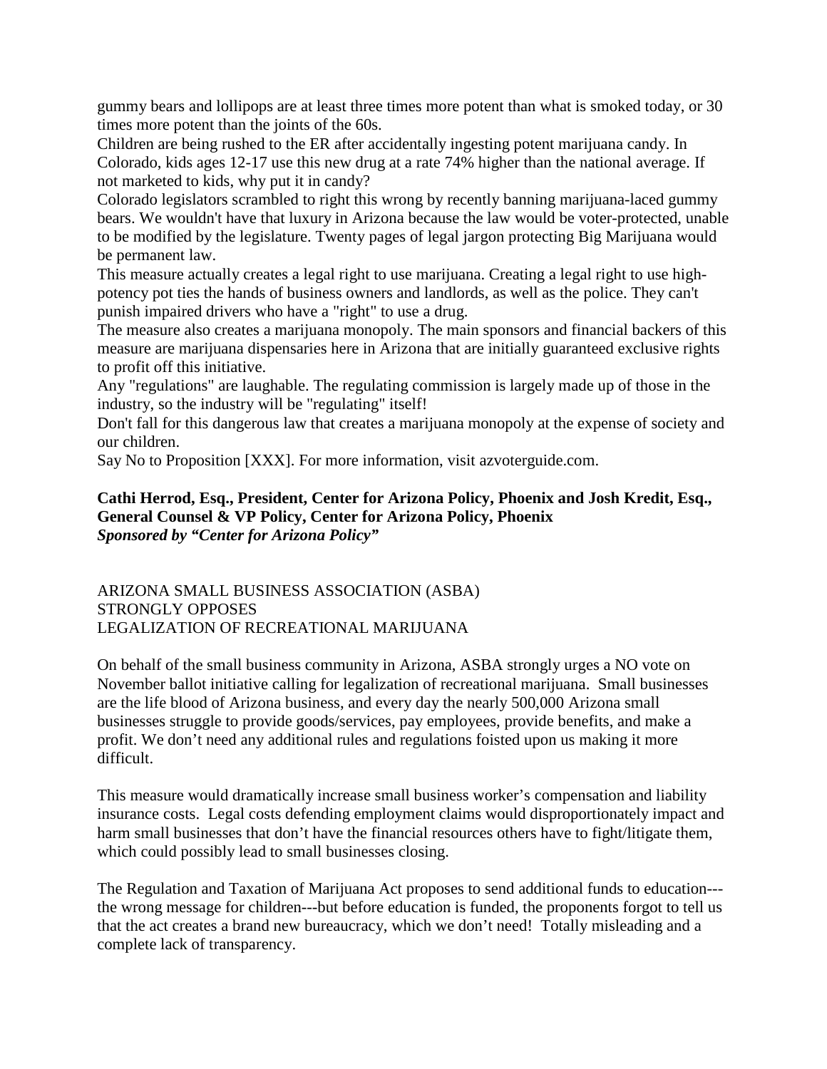gummy bears and lollipops are at least three times more potent than what is smoked today, or 30 times more potent than the joints of the 60s.

Children are being rushed to the ER after accidentally ingesting potent marijuana candy. In Colorado, kids ages 12-17 use this new drug at a rate 74% higher than the national average. If not marketed to kids, why put it in candy?

Colorado legislators scrambled to right this wrong by recently banning marijuana-laced gummy bears. We wouldn't have that luxury in Arizona because the law would be voter-protected, unable to be modified by the legislature. Twenty pages of legal jargon protecting Big Marijuana would be permanent law.

This measure actually creates a legal right to use marijuana. Creating a legal right to use high-potency pot ties the hands of business owners and landlords, as well as the police. They can't punish impaired drivers who have a "right" to use a drug.

The measure also creates a marijuana monopoly. The main sponsors and financial backers of this measure are marijuana dispensaries here in Arizona that are initially guaranteed exclusive rights to profit off this initiative.

Any "regulations" are laughable. The regulating commission is largely made up of those in the industry, so the industry will be "regulating" itself!

Don't fall for this dangerous law that creates a marijuana monopoly at the expense of society and our children.

Say No to Proposition [XXX]. For more information, visit azvoterguide.com.

**Cathi Herrod, Esq., President, Center for Arizona Policy, Phoenix and Josh Kredit, Esq., General Counsel & VP Policy, Center for Arizona Policy, Phoenix**
***Sponsored by "Center for Arizona Policy"***

ARIZONA SMALL BUSINESS ASSOCIATION (ASBA)
STRONGLY OPPOSES
LEGALIZATION OF RECREATIONAL MARIJUANA

On behalf of the small business community in Arizona, ASBA strongly urges a NO vote on November ballot initiative calling for legalization of recreational marijuana. Small businesses are the life blood of Arizona business, and every day the nearly 500,000 Arizona small businesses struggle to provide goods/services, pay employees, provide benefits, and make a profit. We don't need any additional rules and regulations foisted upon us making it more difficult.

This measure would dramatically increase small business worker's compensation and liability insurance costs. Legal costs defending employment claims would disproportionately impact and harm small businesses that don't have the financial resources others have to fight/litigate them, which could possibly lead to small businesses closing.

The Regulation and Taxation of Marijuana Act proposes to send additional funds to education---the wrong message for children---but before education is funded, the proponents forgot to tell us that the act creates a brand new bureaucracy, which we don't need! Totally misleading and a complete lack of transparency.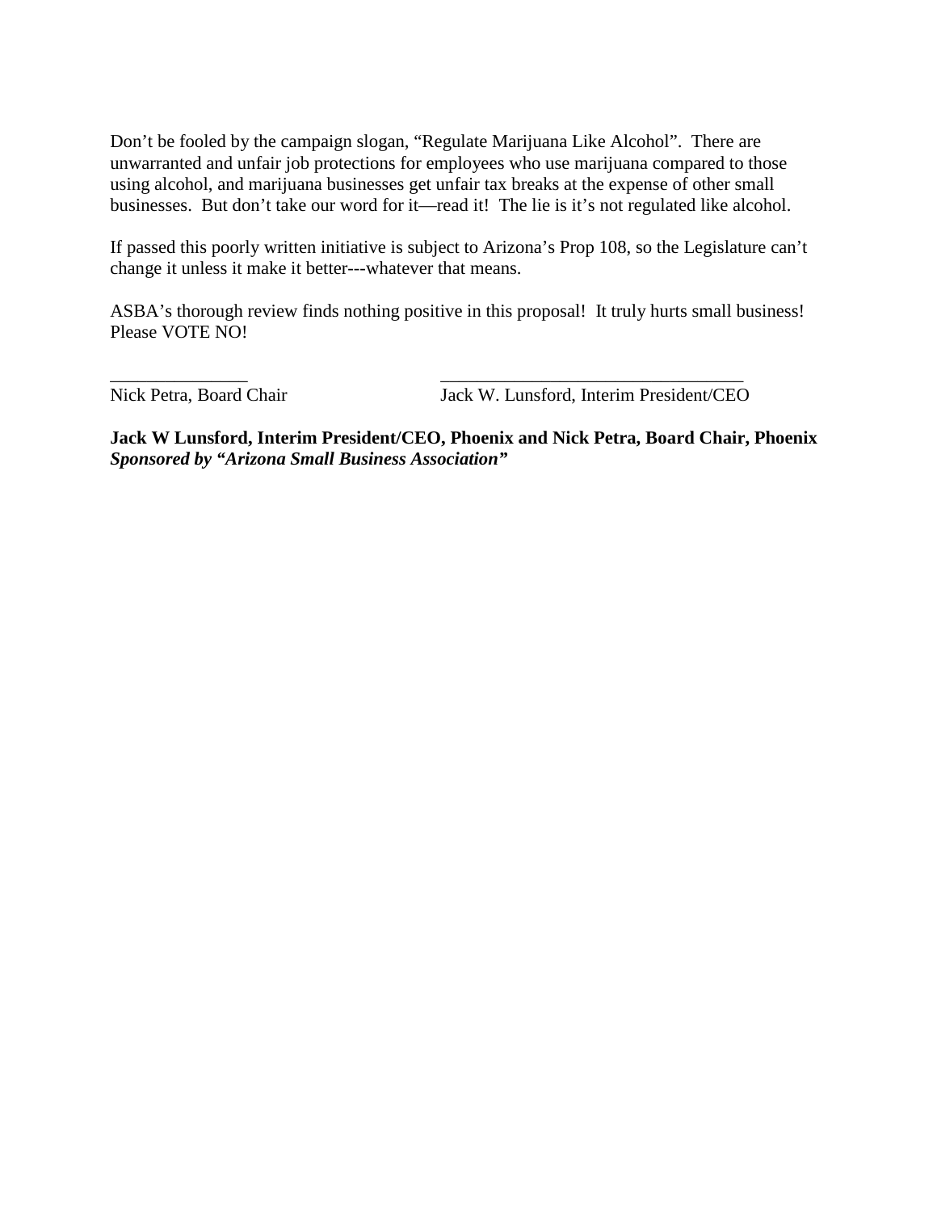Don't be fooled by the campaign slogan, "Regulate Marijuana Like Alcohol". There are unwarranted and unfair job protections for employees who use marijuana compared to those using alcohol, and marijuana businesses get unfair tax breaks at the expense of other small businesses. But don't take our word for it—read it! The lie is it's not regulated like alcohol.

If passed this poorly written initiative is subject to Arizona's Prop 108, so the Legislature can't change it unless it make it better---whatever that means.

ASBA's thorough review finds nothing positive in this proposal! It truly hurts small business! Please VOTE NO!

| | |
|---|---|
| _______________ | _________________________________ |
| Nick Petra, Board Chair | Jack W. Lunsford, Interim President/CEO |

**Jack W Lunsford, Interim President/CEO, Phoenix and Nick Petra, Board Chair, Phoenix**
***Sponsored by "Arizona Small Business Association"***